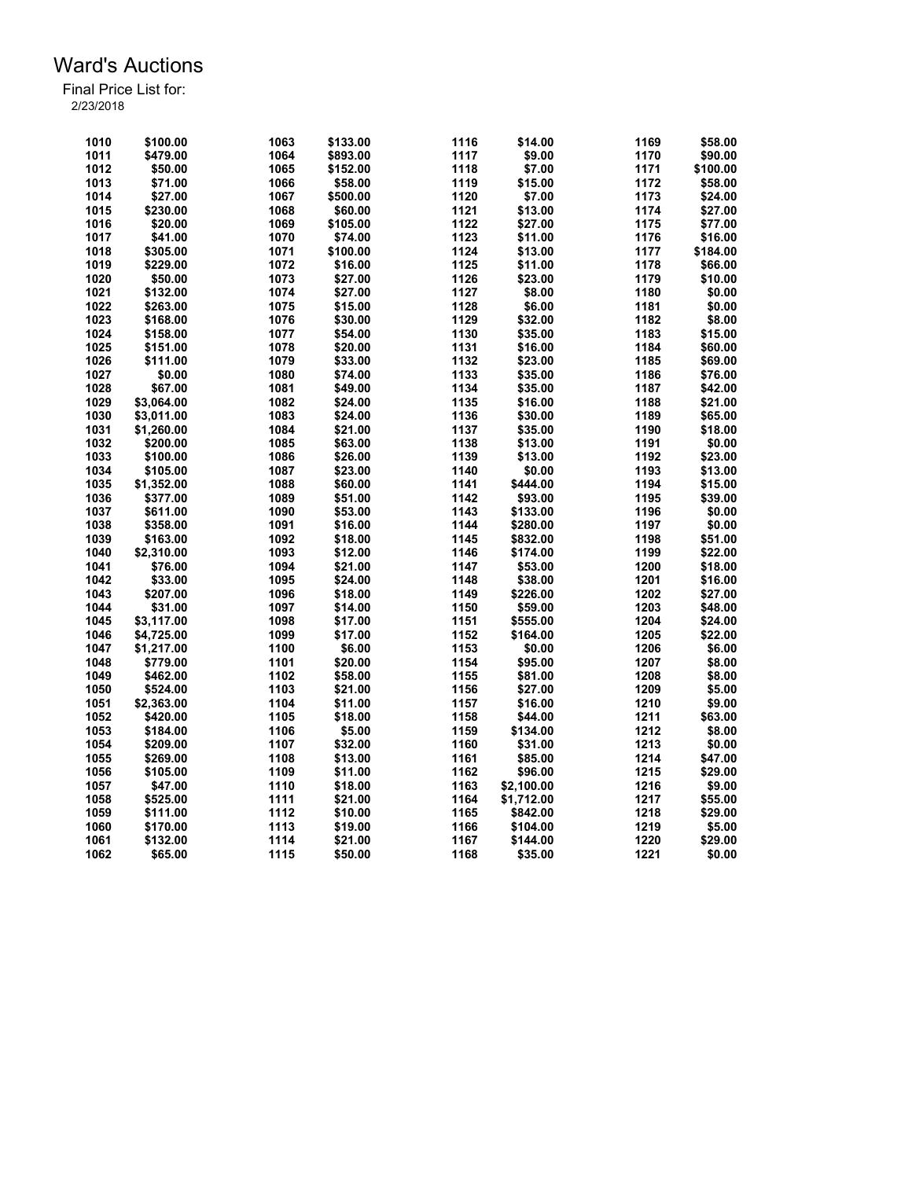# Ward's Auctions

Final Price List for:

2/23/2018

| | | | | | | | |
|---|---|---|---|---|---|---|---|
| 1010 | $100.00 | 1063 | $133.00 | 1116 | $14.00 | 1169 | $58.00 |
| 1011 | $479.00 | 1064 | $893.00 | 1117 | $9.00 | 1170 | $90.00 |
| 1012 | $50.00 | 1065 | $152.00 | 1118 | $7.00 | 1171 | $100.00 |
| 1013 | $71.00 | 1066 | $58.00 | 1119 | $15.00 | 1172 | $58.00 |
| 1014 | $27.00 | 1067 | $500.00 | 1120 | $7.00 | 1173 | $24.00 |
| 1015 | $230.00 | 1068 | $60.00 | 1121 | $13.00 | 1174 | $27.00 |
| 1016 | $20.00 | 1069 | $105.00 | 1122 | $27.00 | 1175 | $77.00 |
| 1017 | $41.00 | 1070 | $74.00 | 1123 | $11.00 | 1176 | $16.00 |
| 1018 | $305.00 | 1071 | $100.00 | 1124 | $13.00 | 1177 | $184.00 |
| 1019 | $229.00 | 1072 | $16.00 | 1125 | $11.00 | 1178 | $66.00 |
| 1020 | $50.00 | 1073 | $27.00 | 1126 | $23.00 | 1179 | $10.00 |
| 1021 | $132.00 | 1074 | $27.00 | 1127 | $8.00 | 1180 | $0.00 |
| 1022 | $263.00 | 1075 | $15.00 | 1128 | $6.00 | 1181 | $0.00 |
| 1023 | $168.00 | 1076 | $30.00 | 1129 | $32.00 | 1182 | $8.00 |
| 1024 | $158.00 | 1077 | $54.00 | 1130 | $35.00 | 1183 | $15.00 |
| 1025 | $151.00 | 1078 | $20.00 | 1131 | $16.00 | 1184 | $60.00 |
| 1026 | $111.00 | 1079 | $33.00 | 1132 | $23.00 | 1185 | $69.00 |
| 1027 | $0.00 | 1080 | $74.00 | 1133 | $35.00 | 1186 | $76.00 |
| 1028 | $67.00 | 1081 | $49.00 | 1134 | $35.00 | 1187 | $42.00 |
| 1029 | $3,064.00 | 1082 | $24.00 | 1135 | $16.00 | 1188 | $21.00 |
| 1030 | $3,011.00 | 1083 | $24.00 | 1136 | $30.00 | 1189 | $65.00 |
| 1031 | $1,260.00 | 1084 | $21.00 | 1137 | $35.00 | 1190 | $18.00 |
| 1032 | $200.00 | 1085 | $63.00 | 1138 | $13.00 | 1191 | $0.00 |
| 1033 | $100.00 | 1086 | $26.00 | 1139 | $13.00 | 1192 | $23.00 |
| 1034 | $105.00 | 1087 | $23.00 | 1140 | $0.00 | 1193 | $13.00 |
| 1035 | $1,352.00 | 1088 | $60.00 | 1141 | $444.00 | 1194 | $15.00 |
| 1036 | $377.00 | 1089 | $51.00 | 1142 | $93.00 | 1195 | $39.00 |
| 1037 | $611.00 | 1090 | $53.00 | 1143 | $133.00 | 1196 | $0.00 |
| 1038 | $358.00 | 1091 | $16.00 | 1144 | $280.00 | 1197 | $0.00 |
| 1039 | $163.00 | 1092 | $18.00 | 1145 | $832.00 | 1198 | $51.00 |
| 1040 | $2,310.00 | 1093 | $12.00 | 1146 | $174.00 | 1199 | $22.00 |
| 1041 | $76.00 | 1094 | $21.00 | 1147 | $53.00 | 1200 | $18.00 |
| 1042 | $33.00 | 1095 | $24.00 | 1148 | $38.00 | 1201 | $16.00 |
| 1043 | $207.00 | 1096 | $18.00 | 1149 | $226.00 | 1202 | $27.00 |
| 1044 | $31.00 | 1097 | $14.00 | 1150 | $59.00 | 1203 | $48.00 |
| 1045 | $3,117.00 | 1098 | $17.00 | 1151 | $555.00 | 1204 | $24.00 |
| 1046 | $4,725.00 | 1099 | $17.00 | 1152 | $164.00 | 1205 | $22.00 |
| 1047 | $1,217.00 | 1100 | $6.00 | 1153 | $0.00 | 1206 | $6.00 |
| 1048 | $779.00 | 1101 | $20.00 | 1154 | $95.00 | 1207 | $8.00 |
| 1049 | $462.00 | 1102 | $58.00 | 1155 | $81.00 | 1208 | $8.00 |
| 1050 | $524.00 | 1103 | $21.00 | 1156 | $27.00 | 1209 | $5.00 |
| 1051 | $2,363.00 | 1104 | $11.00 | 1157 | $16.00 | 1210 | $9.00 |
| 1052 | $420.00 | 1105 | $18.00 | 1158 | $44.00 | 1211 | $63.00 |
| 1053 | $184.00 | 1106 | $5.00 | 1159 | $134.00 | 1212 | $8.00 |
| 1054 | $209.00 | 1107 | $32.00 | 1160 | $31.00 | 1213 | $0.00 |
| 1055 | $269.00 | 1108 | $13.00 | 1161 | $85.00 | 1214 | $47.00 |
| 1056 | $105.00 | 1109 | $11.00 | 1162 | $96.00 | 1215 | $29.00 |
| 1057 | $47.00 | 1110 | $18.00 | 1163 | $2,100.00 | 1216 | $9.00 |
| 1058 | $525.00 | 1111 | $21.00 | 1164 | $1,712.00 | 1217 | $55.00 |
| 1059 | $111.00 | 1112 | $10.00 | 1165 | $842.00 | 1218 | $29.00 |
| 1060 | $170.00 | 1113 | $19.00 | 1166 | $104.00 | 1219 | $5.00 |
| 1061 | $132.00 | 1114 | $21.00 | 1167 | $144.00 | 1220 | $29.00 |
| 1062 | $65.00 | 1115 | $50.00 | 1168 | $35.00 | 1221 | $0.00 |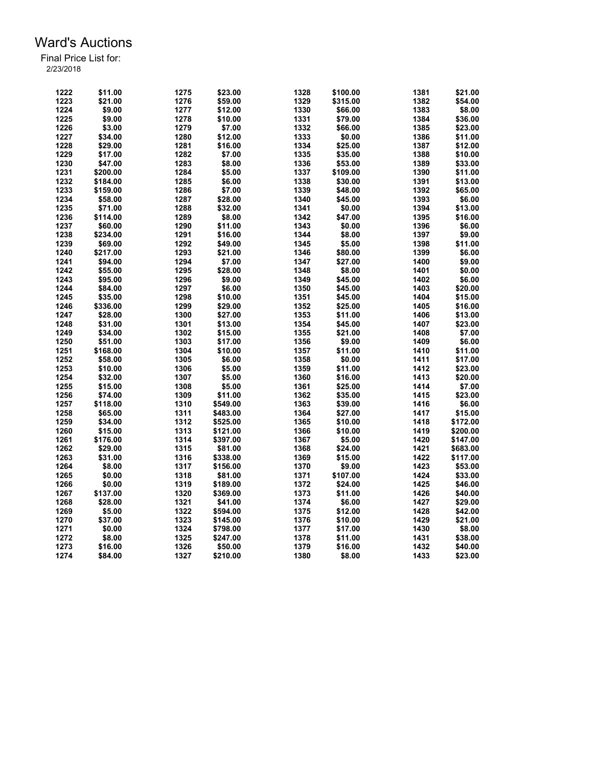# Ward's Auctions

Final Price List for:
2/23/2018

| | | | | | | | |
|---|---|---|---|---|---|---|---|
| 1222 | $11.00 | 1275 | $23.00 | 1328 | $100.00 | 1381 | $21.00 |
| 1223 | $21.00 | 1276 | $59.00 | 1329 | $315.00 | 1382 | $54.00 |
| 1224 | $9.00 | 1277 | $12.00 | 1330 | $66.00 | 1383 | $8.00 |
| 1225 | $9.00 | 1278 | $10.00 | 1331 | $79.00 | 1384 | $36.00 |
| 1226 | $3.00 | 1279 | $7.00 | 1332 | $66.00 | 1385 | $23.00 |
| 1227 | $34.00 | 1280 | $12.00 | 1333 | $0.00 | 1386 | $11.00 |
| 1228 | $29.00 | 1281 | $16.00 | 1334 | $25.00 | 1387 | $12.00 |
| 1229 | $17.00 | 1282 | $7.00 | 1335 | $35.00 | 1388 | $10.00 |
| 1230 | $47.00 | 1283 | $8.00 | 1336 | $53.00 | 1389 | $33.00 |
| 1231 | $200.00 | 1284 | $5.00 | 1337 | $109.00 | 1390 | $11.00 |
| 1232 | $184.00 | 1285 | $6.00 | 1338 | $30.00 | 1391 | $13.00 |
| 1233 | $159.00 | 1286 | $7.00 | 1339 | $48.00 | 1392 | $65.00 |
| 1234 | $58.00 | 1287 | $28.00 | 1340 | $45.00 | 1393 | $6.00 |
| 1235 | $71.00 | 1288 | $32.00 | 1341 | $0.00 | 1394 | $13.00 |
| 1236 | $114.00 | 1289 | $8.00 | 1342 | $47.00 | 1395 | $16.00 |
| 1237 | $60.00 | 1290 | $11.00 | 1343 | $0.00 | 1396 | $6.00 |
| 1238 | $234.00 | 1291 | $16.00 | 1344 | $8.00 | 1397 | $9.00 |
| 1239 | $69.00 | 1292 | $49.00 | 1345 | $5.00 | 1398 | $11.00 |
| 1240 | $217.00 | 1293 | $21.00 | 1346 | $80.00 | 1399 | $6.00 |
| 1241 | $94.00 | 1294 | $7.00 | 1347 | $27.00 | 1400 | $9.00 |
| 1242 | $55.00 | 1295 | $28.00 | 1348 | $8.00 | 1401 | $0.00 |
| 1243 | $95.00 | 1296 | $9.00 | 1349 | $45.00 | 1402 | $6.00 |
| 1244 | $84.00 | 1297 | $6.00 | 1350 | $45.00 | 1403 | $20.00 |
| 1245 | $35.00 | 1298 | $10.00 | 1351 | $45.00 | 1404 | $15.00 |
| 1246 | $336.00 | 1299 | $29.00 | 1352 | $25.00 | 1405 | $16.00 |
| 1247 | $28.00 | 1300 | $27.00 | 1353 | $11.00 | 1406 | $13.00 |
| 1248 | $31.00 | 1301 | $13.00 | 1354 | $45.00 | 1407 | $23.00 |
| 1249 | $34.00 | 1302 | $15.00 | 1355 | $21.00 | 1408 | $7.00 |
| 1250 | $51.00 | 1303 | $17.00 | 1356 | $9.00 | 1409 | $6.00 |
| 1251 | $168.00 | 1304 | $10.00 | 1357 | $11.00 | 1410 | $11.00 |
| 1252 | $58.00 | 1305 | $6.00 | 1358 | $0.00 | 1411 | $17.00 |
| 1253 | $10.00 | 1306 | $5.00 | 1359 | $11.00 | 1412 | $23.00 |
| 1254 | $32.00 | 1307 | $5.00 | 1360 | $16.00 | 1413 | $20.00 |
| 1255 | $15.00 | 1308 | $5.00 | 1361 | $25.00 | 1414 | $7.00 |
| 1256 | $74.00 | 1309 | $11.00 | 1362 | $35.00 | 1415 | $23.00 |
| 1257 | $118.00 | 1310 | $549.00 | 1363 | $39.00 | 1416 | $6.00 |
| 1258 | $65.00 | 1311 | $483.00 | 1364 | $27.00 | 1417 | $15.00 |
| 1259 | $34.00 | 1312 | $525.00 | 1365 | $10.00 | 1418 | $172.00 |
| 1260 | $15.00 | 1313 | $121.00 | 1366 | $10.00 | 1419 | $200.00 |
| 1261 | $176.00 | 1314 | $397.00 | 1367 | $5.00 | 1420 | $147.00 |
| 1262 | $29.00 | 1315 | $81.00 | 1368 | $24.00 | 1421 | $683.00 |
| 1263 | $31.00 | 1316 | $338.00 | 1369 | $15.00 | 1422 | $117.00 |
| 1264 | $8.00 | 1317 | $156.00 | 1370 | $9.00 | 1423 | $53.00 |
| 1265 | $0.00 | 1318 | $81.00 | 1371 | $107.00 | 1424 | $33.00 |
| 1266 | $0.00 | 1319 | $189.00 | 1372 | $24.00 | 1425 | $46.00 |
| 1267 | $137.00 | 1320 | $369.00 | 1373 | $11.00 | 1426 | $40.00 |
| 1268 | $28.00 | 1321 | $41.00 | 1374 | $6.00 | 1427 | $29.00 |
| 1269 | $5.00 | 1322 | $594.00 | 1375 | $12.00 | 1428 | $42.00 |
| 1270 | $37.00 | 1323 | $145.00 | 1376 | $10.00 | 1429 | $21.00 |
| 1271 | $0.00 | 1324 | $798.00 | 1377 | $17.00 | 1430 | $8.00 |
| 1272 | $8.00 | 1325 | $247.00 | 1378 | $11.00 | 1431 | $38.00 |
| 1273 | $16.00 | 1326 | $50.00 | 1379 | $16.00 | 1432 | $40.00 |
| 1274 | $84.00 | 1327 | $210.00 | 1380 | $8.00 | 1433 | $23.00 |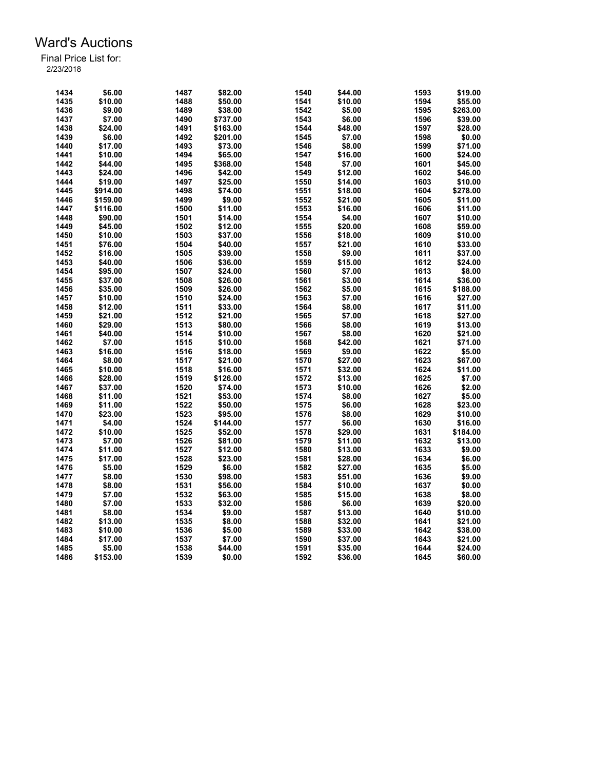# Ward's Auctions

Final Price List for:
2/23/2018

| | | | | | | | |
|---|---|---|---|---|---|---|---|
| 1434 | $6.00 | 1487 | $82.00 | 1540 | $44.00 | 1593 | $19.00 |
| 1435 | $10.00 | 1488 | $50.00 | 1541 | $10.00 | 1594 | $55.00 |
| 1436 | $9.00 | 1489 | $38.00 | 1542 | $5.00 | 1595 | $263.00 |
| 1437 | $7.00 | 1490 | $737.00 | 1543 | $6.00 | 1596 | $39.00 |
| 1438 | $24.00 | 1491 | $163.00 | 1544 | $48.00 | 1597 | $28.00 |
| 1439 | $6.00 | 1492 | $201.00 | 1545 | $7.00 | 1598 | $0.00 |
| 1440 | $17.00 | 1493 | $73.00 | 1546 | $8.00 | 1599 | $71.00 |
| 1441 | $10.00 | 1494 | $65.00 | 1547 | $16.00 | 1600 | $24.00 |
| 1442 | $44.00 | 1495 | $368.00 | 1548 | $7.00 | 1601 | $45.00 |
| 1443 | $24.00 | 1496 | $42.00 | 1549 | $12.00 | 1602 | $46.00 |
| 1444 | $19.00 | 1497 | $25.00 | 1550 | $14.00 | 1603 | $10.00 |
| 1445 | $914.00 | 1498 | $74.00 | 1551 | $18.00 | 1604 | $278.00 |
| 1446 | $159.00 | 1499 | $9.00 | 1552 | $21.00 | 1605 | $11.00 |
| 1447 | $116.00 | 1500 | $11.00 | 1553 | $16.00 | 1606 | $11.00 |
| 1448 | $90.00 | 1501 | $14.00 | 1554 | $4.00 | 1607 | $10.00 |
| 1449 | $45.00 | 1502 | $12.00 | 1555 | $20.00 | 1608 | $59.00 |
| 1450 | $10.00 | 1503 | $37.00 | 1556 | $18.00 | 1609 | $10.00 |
| 1451 | $76.00 | 1504 | $40.00 | 1557 | $21.00 | 1610 | $33.00 |
| 1452 | $16.00 | 1505 | $39.00 | 1558 | $9.00 | 1611 | $37.00 |
| 1453 | $40.00 | 1506 | $36.00 | 1559 | $15.00 | 1612 | $24.00 |
| 1454 | $95.00 | 1507 | $24.00 | 1560 | $7.00 | 1613 | $8.00 |
| 1455 | $37.00 | 1508 | $26.00 | 1561 | $3.00 | 1614 | $36.00 |
| 1456 | $35.00 | 1509 | $26.00 | 1562 | $5.00 | 1615 | $188.00 |
| 1457 | $10.00 | 1510 | $24.00 | 1563 | $7.00 | 1616 | $27.00 |
| 1458 | $12.00 | 1511 | $33.00 | 1564 | $8.00 | 1617 | $11.00 |
| 1459 | $21.00 | 1512 | $21.00 | 1565 | $7.00 | 1618 | $27.00 |
| 1460 | $29.00 | 1513 | $80.00 | 1566 | $8.00 | 1619 | $13.00 |
| 1461 | $40.00 | 1514 | $10.00 | 1567 | $8.00 | 1620 | $21.00 |
| 1462 | $7.00 | 1515 | $10.00 | 1568 | $42.00 | 1621 | $71.00 |
| 1463 | $16.00 | 1516 | $18.00 | 1569 | $9.00 | 1622 | $5.00 |
| 1464 | $8.00 | 1517 | $21.00 | 1570 | $27.00 | 1623 | $67.00 |
| 1465 | $10.00 | 1518 | $16.00 | 1571 | $32.00 | 1624 | $11.00 |
| 1466 | $28.00 | 1519 | $126.00 | 1572 | $13.00 | 1625 | $7.00 |
| 1467 | $37.00 | 1520 | $74.00 | 1573 | $10.00 | 1626 | $2.00 |
| 1468 | $11.00 | 1521 | $53.00 | 1574 | $8.00 | 1627 | $5.00 |
| 1469 | $11.00 | 1522 | $50.00 | 1575 | $6.00 | 1628 | $23.00 |
| 1470 | $23.00 | 1523 | $95.00 | 1576 | $8.00 | 1629 | $10.00 |
| 1471 | $4.00 | 1524 | $144.00 | 1577 | $6.00 | 1630 | $16.00 |
| 1472 | $10.00 | 1525 | $52.00 | 1578 | $29.00 | 1631 | $184.00 |
| 1473 | $7.00 | 1526 | $81.00 | 1579 | $11.00 | 1632 | $13.00 |
| 1474 | $11.00 | 1527 | $12.00 | 1580 | $13.00 | 1633 | $9.00 |
| 1475 | $17.00 | 1528 | $23.00 | 1581 | $28.00 | 1634 | $6.00 |
| 1476 | $5.00 | 1529 | $6.00 | 1582 | $27.00 | 1635 | $5.00 |
| 1477 | $8.00 | 1530 | $98.00 | 1583 | $51.00 | 1636 | $9.00 |
| 1478 | $8.00 | 1531 | $56.00 | 1584 | $10.00 | 1637 | $0.00 |
| 1479 | $7.00 | 1532 | $63.00 | 1585 | $15.00 | 1638 | $8.00 |
| 1480 | $7.00 | 1533 | $32.00 | 1586 | $6.00 | 1639 | $20.00 |
| 1481 | $8.00 | 1534 | $9.00 | 1587 | $13.00 | 1640 | $10.00 |
| 1482 | $13.00 | 1535 | $8.00 | 1588 | $32.00 | 1641 | $21.00 |
| 1483 | $10.00 | 1536 | $5.00 | 1589 | $33.00 | 1642 | $38.00 |
| 1484 | $17.00 | 1537 | $7.00 | 1590 | $37.00 | 1643 | $21.00 |
| 1485 | $5.00 | 1538 | $44.00 | 1591 | $35.00 | 1644 | $24.00 |
| 1486 | $153.00 | 1539 | $0.00 | 1592 | $36.00 | 1645 | $60.00 |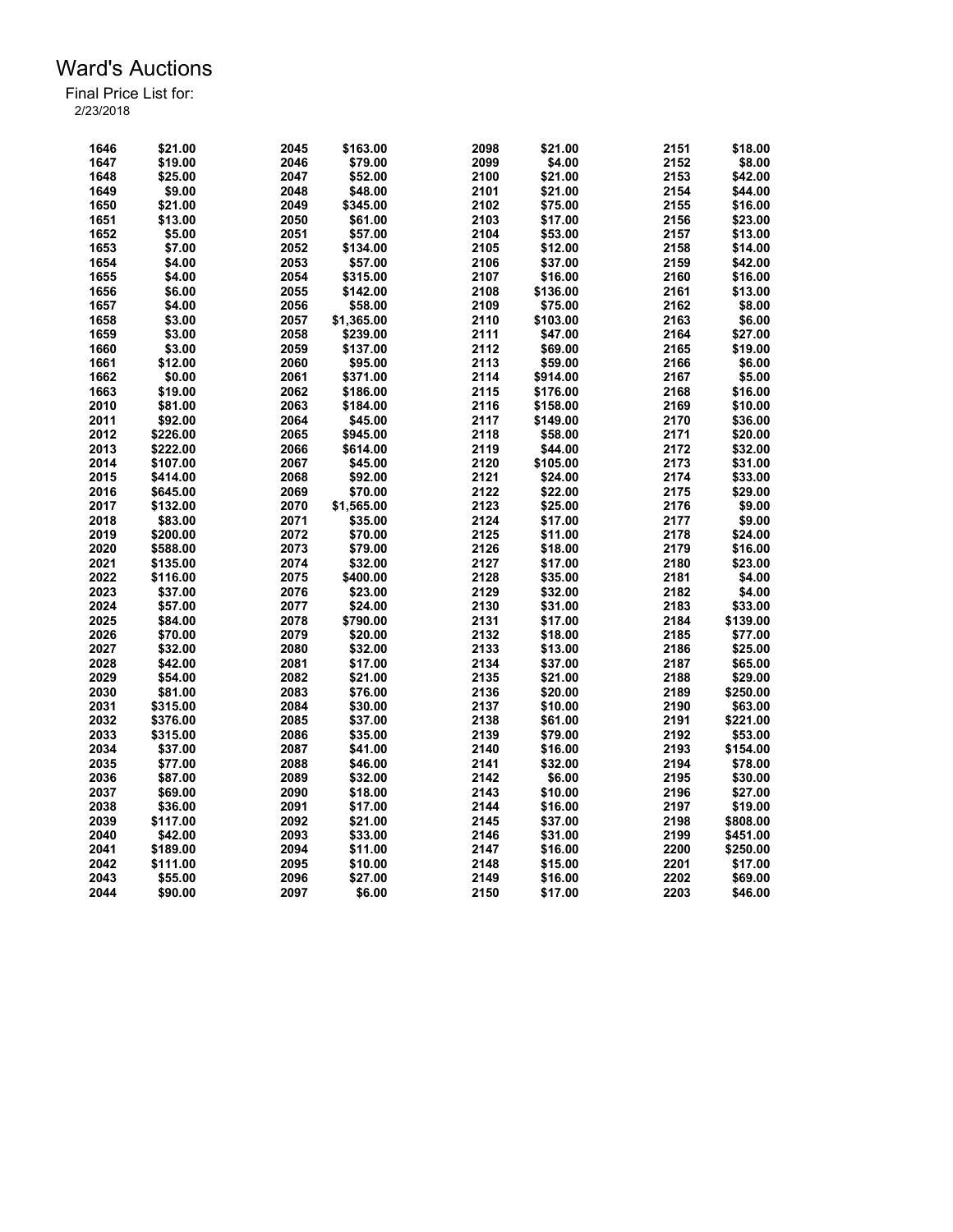# Ward's Auctions

Final Price List for:
2/23/2018

| | | | | | | | |
|---|---|---|---|---|---|---|---|
| 1646 | $21.00 | 2045 | $163.00 | 2098 | $21.00 | 2151 | $18.00 |
| 1647 | $19.00 | 2046 | $79.00 | 2099 | $4.00 | 2152 | $8.00 |
| 1648 | $25.00 | 2047 | $52.00 | 2100 | $21.00 | 2153 | $42.00 |
| 1649 | $9.00 | 2048 | $48.00 | 2101 | $21.00 | 2154 | $44.00 |
| 1650 | $21.00 | 2049 | $345.00 | 2102 | $75.00 | 2155 | $16.00 |
| 1651 | $13.00 | 2050 | $61.00 | 2103 | $17.00 | 2156 | $23.00 |
| 1652 | $5.00 | 2051 | $57.00 | 2104 | $53.00 | 2157 | $13.00 |
| 1653 | $7.00 | 2052 | $134.00 | 2105 | $12.00 | 2158 | $14.00 |
| 1654 | $4.00 | 2053 | $57.00 | 2106 | $37.00 | 2159 | $42.00 |
| 1655 | $4.00 | 2054 | $315.00 | 2107 | $16.00 | 2160 | $16.00 |
| 1656 | $6.00 | 2055 | $142.00 | 2108 | $136.00 | 2161 | $13.00 |
| 1657 | $4.00 | 2056 | $58.00 | 2109 | $75.00 | 2162 | $8.00 |
| 1658 | $3.00 | 2057 | $1,365.00 | 2110 | $103.00 | 2163 | $6.00 |
| 1659 | $3.00 | 2058 | $239.00 | 2111 | $47.00 | 2164 | $27.00 |
| 1660 | $3.00 | 2059 | $137.00 | 2112 | $69.00 | 2165 | $19.00 |
| 1661 | $12.00 | 2060 | $95.00 | 2113 | $59.00 | 2166 | $6.00 |
| 1662 | $0.00 | 2061 | $371.00 | 2114 | $914.00 | 2167 | $5.00 |
| 1663 | $19.00 | 2062 | $186.00 | 2115 | $176.00 | 2168 | $16.00 |
| 2010 | $81.00 | 2063 | $184.00 | 2116 | $158.00 | 2169 | $10.00 |
| 2011 | $92.00 | 2064 | $45.00 | 2117 | $149.00 | 2170 | $36.00 |
| 2012 | $226.00 | 2065 | $945.00 | 2118 | $58.00 | 2171 | $20.00 |
| 2013 | $222.00 | 2066 | $614.00 | 2119 | $44.00 | 2172 | $32.00 |
| 2014 | $107.00 | 2067 | $45.00 | 2120 | $105.00 | 2173 | $31.00 |
| 2015 | $414.00 | 2068 | $92.00 | 2121 | $24.00 | 2174 | $33.00 |
| 2016 | $645.00 | 2069 | $70.00 | 2122 | $22.00 | 2175 | $29.00 |
| 2017 | $132.00 | 2070 | $1,565.00 | 2123 | $25.00 | 2176 | $9.00 |
| 2018 | $83.00 | 2071 | $35.00 | 2124 | $17.00 | 2177 | $9.00 |
| 2019 | $200.00 | 2072 | $70.00 | 2125 | $11.00 | 2178 | $24.00 |
| 2020 | $588.00 | 2073 | $79.00 | 2126 | $18.00 | 2179 | $16.00 |
| 2021 | $135.00 | 2074 | $32.00 | 2127 | $17.00 | 2180 | $23.00 |
| 2022 | $116.00 | 2075 | $400.00 | 2128 | $35.00 | 2181 | $4.00 |
| 2023 | $37.00 | 2076 | $23.00 | 2129 | $32.00 | 2182 | $4.00 |
| 2024 | $57.00 | 2077 | $24.00 | 2130 | $31.00 | 2183 | $33.00 |
| 2025 | $84.00 | 2078 | $790.00 | 2131 | $17.00 | 2184 | $139.00 |
| 2026 | $70.00 | 2079 | $20.00 | 2132 | $18.00 | 2185 | $77.00 |
| 2027 | $32.00 | 2080 | $32.00 | 2133 | $13.00 | 2186 | $25.00 |
| 2028 | $42.00 | 2081 | $17.00 | 2134 | $37.00 | 2187 | $65.00 |
| 2029 | $54.00 | 2082 | $21.00 | 2135 | $21.00 | 2188 | $29.00 |
| 2030 | $81.00 | 2083 | $76.00 | 2136 | $20.00 | 2189 | $250.00 |
| 2031 | $315.00 | 2084 | $30.00 | 2137 | $10.00 | 2190 | $63.00 |
| 2032 | $376.00 | 2085 | $37.00 | 2138 | $61.00 | 2191 | $221.00 |
| 2033 | $315.00 | 2086 | $35.00 | 2139 | $79.00 | 2192 | $53.00 |
| 2034 | $37.00 | 2087 | $41.00 | 2140 | $16.00 | 2193 | $154.00 |
| 2035 | $77.00 | 2088 | $46.00 | 2141 | $32.00 | 2194 | $78.00 |
| 2036 | $87.00 | 2089 | $32.00 | 2142 | $6.00 | 2195 | $30.00 |
| 2037 | $69.00 | 2090 | $18.00 | 2143 | $10.00 | 2196 | $27.00 |
| 2038 | $36.00 | 2091 | $17.00 | 2144 | $16.00 | 2197 | $19.00 |
| 2039 | $117.00 | 2092 | $21.00 | 2145 | $37.00 | 2198 | $808.00 |
| 2040 | $42.00 | 2093 | $33.00 | 2146 | $31.00 | 2199 | $451.00 |
| 2041 | $189.00 | 2094 | $11.00 | 2147 | $16.00 | 2200 | $250.00 |
| 2042 | $111.00 | 2095 | $10.00 | 2148 | $15.00 | 2201 | $17.00 |
| 2043 | $55.00 | 2096 | $27.00 | 2149 | $16.00 | 2202 | $69.00 |
| 2044 | $90.00 | 2097 | $6.00 | 2150 | $17.00 | 2203 | $46.00 |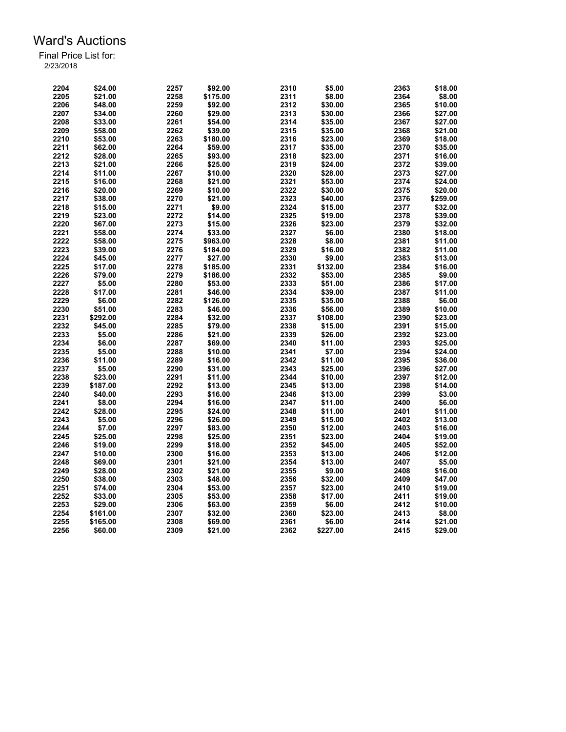# Ward's Auctions

Final Price List for:
2/23/2018

| | | | | | | | |
|---|---|---|---|---|---|---|---|
| 2204 | $24.00 | 2257 | $92.00 | 2310 | $5.00 | 2363 | $18.00 |
| 2205 | $21.00 | 2258 | $175.00 | 2311 | $8.00 | 2364 | $8.00 |
| 2206 | $48.00 | 2259 | $92.00 | 2312 | $30.00 | 2365 | $10.00 |
| 2207 | $34.00 | 2260 | $29.00 | 2313 | $30.00 | 2366 | $27.00 |
| 2208 | $33.00 | 2261 | $54.00 | 2314 | $35.00 | 2367 | $27.00 |
| 2209 | $58.00 | 2262 | $39.00 | 2315 | $35.00 | 2368 | $21.00 |
| 2210 | $53.00 | 2263 | $180.00 | 2316 | $23.00 | 2369 | $18.00 |
| 2211 | $62.00 | 2264 | $59.00 | 2317 | $35.00 | 2370 | $35.00 |
| 2212 | $28.00 | 2265 | $93.00 | 2318 | $23.00 | 2371 | $16.00 |
| 2213 | $21.00 | 2266 | $25.00 | 2319 | $24.00 | 2372 | $39.00 |
| 2214 | $11.00 | 2267 | $10.00 | 2320 | $28.00 | 2373 | $27.00 |
| 2215 | $16.00 | 2268 | $21.00 | 2321 | $53.00 | 2374 | $24.00 |
| 2216 | $20.00 | 2269 | $10.00 | 2322 | $30.00 | 2375 | $20.00 |
| 2217 | $38.00 | 2270 | $21.00 | 2323 | $40.00 | 2376 | $259.00 |
| 2218 | $15.00 | 2271 | $9.00 | 2324 | $15.00 | 2377 | $32.00 |
| 2219 | $23.00 | 2272 | $14.00 | 2325 | $19.00 | 2378 | $39.00 |
| 2220 | $67.00 | 2273 | $15.00 | 2326 | $23.00 | 2379 | $32.00 |
| 2221 | $58.00 | 2274 | $33.00 | 2327 | $6.00 | 2380 | $18.00 |
| 2222 | $58.00 | 2275 | $963.00 | 2328 | $8.00 | 2381 | $11.00 |
| 2223 | $39.00 | 2276 | $184.00 | 2329 | $16.00 | 2382 | $11.00 |
| 2224 | $45.00 | 2277 | $27.00 | 2330 | $9.00 | 2383 | $13.00 |
| 2225 | $17.00 | 2278 | $185.00 | 2331 | $132.00 | 2384 | $16.00 |
| 2226 | $79.00 | 2279 | $186.00 | 2332 | $53.00 | 2385 | $9.00 |
| 2227 | $5.00 | 2280 | $53.00 | 2333 | $51.00 | 2386 | $17.00 |
| 2228 | $17.00 | 2281 | $46.00 | 2334 | $39.00 | 2387 | $11.00 |
| 2229 | $6.00 | 2282 | $126.00 | 2335 | $35.00 | 2388 | $6.00 |
| 2230 | $51.00 | 2283 | $46.00 | 2336 | $56.00 | 2389 | $10.00 |
| 2231 | $292.00 | 2284 | $32.00 | 2337 | $108.00 | 2390 | $23.00 |
| 2232 | $45.00 | 2285 | $79.00 | 2338 | $15.00 | 2391 | $15.00 |
| 2233 | $5.00 | 2286 | $21.00 | 2339 | $26.00 | 2392 | $23.00 |
| 2234 | $6.00 | 2287 | $69.00 | 2340 | $11.00 | 2393 | $25.00 |
| 2235 | $5.00 | 2288 | $10.00 | 2341 | $7.00 | 2394 | $24.00 |
| 2236 | $11.00 | 2289 | $16.00 | 2342 | $11.00 | 2395 | $36.00 |
| 2237 | $5.00 | 2290 | $31.00 | 2343 | $25.00 | 2396 | $27.00 |
| 2238 | $23.00 | 2291 | $11.00 | 2344 | $10.00 | 2397 | $12.00 |
| 2239 | $187.00 | 2292 | $13.00 | 2345 | $13.00 | 2398 | $14.00 |
| 2240 | $40.00 | 2293 | $16.00 | 2346 | $13.00 | 2399 | $3.00 |
| 2241 | $8.00 | 2294 | $16.00 | 2347 | $11.00 | 2400 | $6.00 |
| 2242 | $28.00 | 2295 | $24.00 | 2348 | $11.00 | 2401 | $11.00 |
| 2243 | $5.00 | 2296 | $26.00 | 2349 | $15.00 | 2402 | $13.00 |
| 2244 | $7.00 | 2297 | $83.00 | 2350 | $12.00 | 2403 | $16.00 |
| 2245 | $25.00 | 2298 | $25.00 | 2351 | $23.00 | 2404 | $19.00 |
| 2246 | $19.00 | 2299 | $18.00 | 2352 | $45.00 | 2405 | $52.00 |
| 2247 | $10.00 | 2300 | $16.00 | 2353 | $13.00 | 2406 | $12.00 |
| 2248 | $69.00 | 2301 | $21.00 | 2354 | $13.00 | 2407 | $5.00 |
| 2249 | $28.00 | 2302 | $21.00 | 2355 | $9.00 | 2408 | $16.00 |
| 2250 | $38.00 | 2303 | $48.00 | 2356 | $32.00 | 2409 | $47.00 |
| 2251 | $74.00 | 2304 | $53.00 | 2357 | $23.00 | 2410 | $19.00 |
| 2252 | $33.00 | 2305 | $53.00 | 2358 | $17.00 | 2411 | $19.00 |
| 2253 | $29.00 | 2306 | $63.00 | 2359 | $6.00 | 2412 | $10.00 |
| 2254 | $161.00 | 2307 | $32.00 | 2360 | $23.00 | 2413 | $8.00 |
| 2255 | $165.00 | 2308 | $69.00 | 2361 | $6.00 | 2414 | $21.00 |
| 2256 | $60.00 | 2309 | $21.00 | 2362 | $227.00 | 2415 | $29.00 |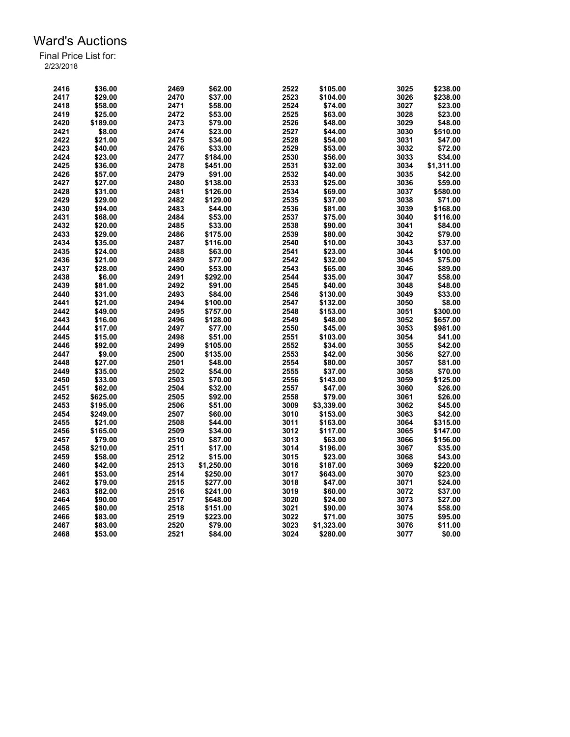# Ward's Auctions

Final Price List for:
2/23/2018

| | | | | | | | |
|---|---|---|---|---|---|---|---|
| 2416 | $36.00 | 2469 | $62.00 | 2522 | $105.00 | 3025 | $238.00 |
| 2417 | $29.00 | 2470 | $37.00 | 2523 | $104.00 | 3026 | $238.00 |
| 2418 | $58.00 | 2471 | $58.00 | 2524 | $74.00 | 3027 | $23.00 |
| 2419 | $25.00 | 2472 | $53.00 | 2525 | $63.00 | 3028 | $23.00 |
| 2420 | $189.00 | 2473 | $79.00 | 2526 | $48.00 | 3029 | $48.00 |
| 2421 | $8.00 | 2474 | $23.00 | 2527 | $44.00 | 3030 | $510.00 |
| 2422 | $21.00 | 2475 | $34.00 | 2528 | $54.00 | 3031 | $47.00 |
| 2423 | $40.00 | 2476 | $33.00 | 2529 | $53.00 | 3032 | $72.00 |
| 2424 | $23.00 | 2477 | $184.00 | 2530 | $56.00 | 3033 | $34.00 |
| 2425 | $36.00 | 2478 | $451.00 | 2531 | $32.00 | 3034 | $1,311.00 |
| 2426 | $57.00 | 2479 | $91.00 | 2532 | $40.00 | 3035 | $42.00 |
| 2427 | $27.00 | 2480 | $138.00 | 2533 | $25.00 | 3036 | $59.00 |
| 2428 | $31.00 | 2481 | $126.00 | 2534 | $69.00 | 3037 | $580.00 |
| 2429 | $29.00 | 2482 | $129.00 | 2535 | $37.00 | 3038 | $71.00 |
| 2430 | $94.00 | 2483 | $44.00 | 2536 | $81.00 | 3039 | $168.00 |
| 2431 | $68.00 | 2484 | $53.00 | 2537 | $75.00 | 3040 | $116.00 |
| 2432 | $20.00 | 2485 | $33.00 | 2538 | $90.00 | 3041 | $84.00 |
| 2433 | $29.00 | 2486 | $175.00 | 2539 | $80.00 | 3042 | $79.00 |
| 2434 | $35.00 | 2487 | $116.00 | 2540 | $10.00 | 3043 | $37.00 |
| 2435 | $24.00 | 2488 | $63.00 | 2541 | $23.00 | 3044 | $100.00 |
| 2436 | $21.00 | 2489 | $77.00 | 2542 | $32.00 | 3045 | $75.00 |
| 2437 | $28.00 | 2490 | $53.00 | 2543 | $65.00 | 3046 | $89.00 |
| 2438 | $6.00 | 2491 | $292.00 | 2544 | $35.00 | 3047 | $58.00 |
| 2439 | $81.00 | 2492 | $91.00 | 2545 | $40.00 | 3048 | $48.00 |
| 2440 | $31.00 | 2493 | $84.00 | 2546 | $130.00 | 3049 | $33.00 |
| 2441 | $21.00 | 2494 | $100.00 | 2547 | $132.00 | 3050 | $8.00 |
| 2442 | $49.00 | 2495 | $757.00 | 2548 | $153.00 | 3051 | $300.00 |
| 2443 | $16.00 | 2496 | $128.00 | 2549 | $48.00 | 3052 | $657.00 |
| 2444 | $17.00 | 2497 | $77.00 | 2550 | $45.00 | 3053 | $981.00 |
| 2445 | $15.00 | 2498 | $51.00 | 2551 | $103.00 | 3054 | $41.00 |
| 2446 | $92.00 | 2499 | $105.00 | 2552 | $34.00 | 3055 | $42.00 |
| 2447 | $9.00 | 2500 | $135.00 | 2553 | $42.00 | 3056 | $27.00 |
| 2448 | $27.00 | 2501 | $48.00 | 2554 | $80.00 | 3057 | $81.00 |
| 2449 | $35.00 | 2502 | $54.00 | 2555 | $37.00 | 3058 | $70.00 |
| 2450 | $33.00 | 2503 | $70.00 | 2556 | $143.00 | 3059 | $125.00 |
| 2451 | $62.00 | 2504 | $32.00 | 2557 | $47.00 | 3060 | $26.00 |
| 2452 | $625.00 | 2505 | $92.00 | 2558 | $79.00 | 3061 | $26.00 |
| 2453 | $195.00 | 2506 | $51.00 | 3009 | $3,339.00 | 3062 | $45.00 |
| 2454 | $249.00 | 2507 | $60.00 | 3010 | $153.00 | 3063 | $42.00 |
| 2455 | $21.00 | 2508 | $44.00 | 3011 | $163.00 | 3064 | $315.00 |
| 2456 | $165.00 | 2509 | $34.00 | 3012 | $117.00 | 3065 | $147.00 |
| 2457 | $79.00 | 2510 | $87.00 | 3013 | $63.00 | 3066 | $156.00 |
| 2458 | $210.00 | 2511 | $17.00 | 3014 | $196.00 | 3067 | $35.00 |
| 2459 | $58.00 | 2512 | $15.00 | 3015 | $23.00 | 3068 | $43.00 |
| 2460 | $42.00 | 2513 | $1,250.00 | 3016 | $187.00 | 3069 | $220.00 |
| 2461 | $53.00 | 2514 | $250.00 | 3017 | $643.00 | 3070 | $23.00 |
| 2462 | $79.00 | 2515 | $277.00 | 3018 | $47.00 | 3071 | $24.00 |
| 2463 | $82.00 | 2516 | $241.00 | 3019 | $60.00 | 3072 | $37.00 |
| 2464 | $90.00 | 2517 | $648.00 | 3020 | $24.00 | 3073 | $27.00 |
| 2465 | $80.00 | 2518 | $151.00 | 3021 | $90.00 | 3074 | $58.00 |
| 2466 | $83.00 | 2519 | $223.00 | 3022 | $71.00 | 3075 | $95.00 |
| 2467 | $83.00 | 2520 | $79.00 | 3023 | $1,323.00 | 3076 | $11.00 |
| 2468 | $53.00 | 2521 | $84.00 | 3024 | $280.00 | 3077 | $0.00 |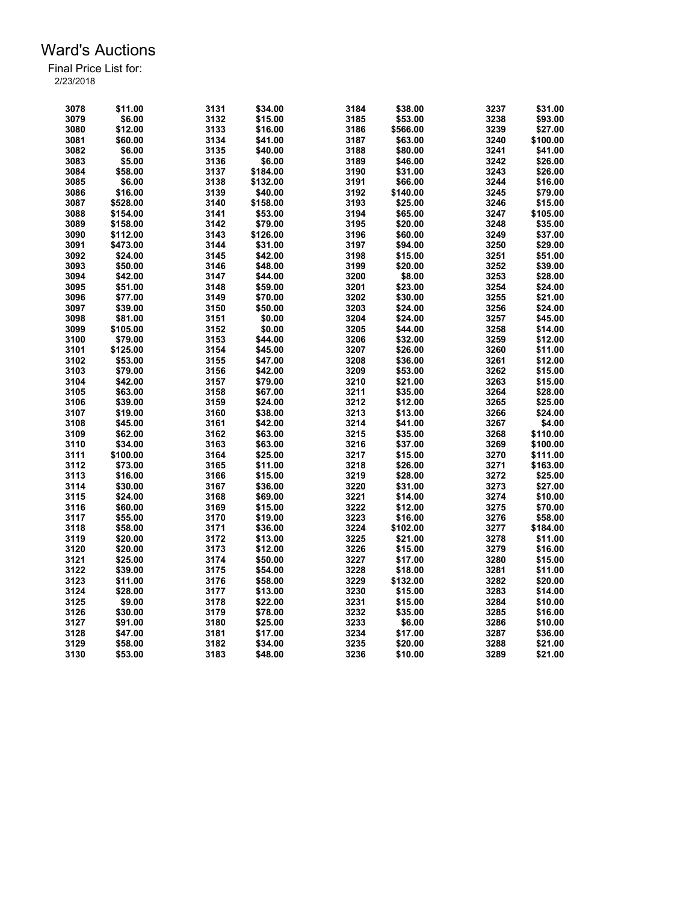# Ward's Auctions

Final Price List for:
2/23/2018

| | | | | | | | |
|---|---|---|---|---|---|---|---|
| 3078 | $11.00 | 3131 | $34.00 | 3184 | $38.00 | 3237 | $31.00 |
| 3079 | $6.00 | 3132 | $15.00 | 3185 | $53.00 | 3238 | $93.00 |
| 3080 | $12.00 | 3133 | $16.00 | 3186 | $566.00 | 3239 | $27.00 |
| 3081 | $60.00 | 3134 | $41.00 | 3187 | $63.00 | 3240 | $100.00 |
| 3082 | $6.00 | 3135 | $40.00 | 3188 | $80.00 | 3241 | $41.00 |
| 3083 | $5.00 | 3136 | $6.00 | 3189 | $46.00 | 3242 | $26.00 |
| 3084 | $58.00 | 3137 | $184.00 | 3190 | $31.00 | 3243 | $26.00 |
| 3085 | $6.00 | 3138 | $132.00 | 3191 | $66.00 | 3244 | $16.00 |
| 3086 | $16.00 | 3139 | $40.00 | 3192 | $140.00 | 3245 | $79.00 |
| 3087 | $528.00 | 3140 | $158.00 | 3193 | $25.00 | 3246 | $15.00 |
| 3088 | $154.00 | 3141 | $53.00 | 3194 | $65.00 | 3247 | $105.00 |
| 3089 | $158.00 | 3142 | $79.00 | 3195 | $20.00 | 3248 | $35.00 |
| 3090 | $112.00 | 3143 | $126.00 | 3196 | $60.00 | 3249 | $37.00 |
| 3091 | $473.00 | 3144 | $31.00 | 3197 | $94.00 | 3250 | $29.00 |
| 3092 | $24.00 | 3145 | $42.00 | 3198 | $15.00 | 3251 | $51.00 |
| 3093 | $50.00 | 3146 | $48.00 | 3199 | $20.00 | 3252 | $39.00 |
| 3094 | $42.00 | 3147 | $44.00 | 3200 | $8.00 | 3253 | $28.00 |
| 3095 | $51.00 | 3148 | $59.00 | 3201 | $23.00 | 3254 | $24.00 |
| 3096 | $77.00 | 3149 | $70.00 | 3202 | $30.00 | 3255 | $21.00 |
| 3097 | $39.00 | 3150 | $50.00 | 3203 | $24.00 | 3256 | $24.00 |
| 3098 | $81.00 | 3151 | $0.00 | 3204 | $24.00 | 3257 | $45.00 |
| 3099 | $105.00 | 3152 | $0.00 | 3205 | $44.00 | 3258 | $14.00 |
| 3100 | $79.00 | 3153 | $44.00 | 3206 | $32.00 | 3259 | $12.00 |
| 3101 | $125.00 | 3154 | $45.00 | 3207 | $26.00 | 3260 | $11.00 |
| 3102 | $53.00 | 3155 | $47.00 | 3208 | $36.00 | 3261 | $12.00 |
| 3103 | $79.00 | 3156 | $42.00 | 3209 | $53.00 | 3262 | $15.00 |
| 3104 | $42.00 | 3157 | $79.00 | 3210 | $21.00 | 3263 | $15.00 |
| 3105 | $63.00 | 3158 | $67.00 | 3211 | $35.00 | 3264 | $28.00 |
| 3106 | $39.00 | 3159 | $24.00 | 3212 | $12.00 | 3265 | $25.00 |
| 3107 | $19.00 | 3160 | $38.00 | 3213 | $13.00 | 3266 | $24.00 |
| 3108 | $45.00 | 3161 | $42.00 | 3214 | $41.00 | 3267 | $4.00 |
| 3109 | $62.00 | 3162 | $63.00 | 3215 | $35.00 | 3268 | $110.00 |
| 3110 | $34.00 | 3163 | $63.00 | 3216 | $37.00 | 3269 | $100.00 |
| 3111 | $100.00 | 3164 | $25.00 | 3217 | $15.00 | 3270 | $111.00 |
| 3112 | $73.00 | 3165 | $11.00 | 3218 | $26.00 | 3271 | $163.00 |
| 3113 | $16.00 | 3166 | $15.00 | 3219 | $28.00 | 3272 | $25.00 |
| 3114 | $30.00 | 3167 | $36.00 | 3220 | $31.00 | 3273 | $27.00 |
| 3115 | $24.00 | 3168 | $69.00 | 3221 | $14.00 | 3274 | $10.00 |
| 3116 | $60.00 | 3169 | $15.00 | 3222 | $12.00 | 3275 | $70.00 |
| 3117 | $55.00 | 3170 | $19.00 | 3223 | $16.00 | 3276 | $58.00 |
| 3118 | $58.00 | 3171 | $36.00 | 3224 | $102.00 | 3277 | $184.00 |
| 3119 | $20.00 | 3172 | $13.00 | 3225 | $21.00 | 3278 | $11.00 |
| 3120 | $20.00 | 3173 | $12.00 | 3226 | $15.00 | 3279 | $16.00 |
| 3121 | $25.00 | 3174 | $50.00 | 3227 | $17.00 | 3280 | $15.00 |
| 3122 | $39.00 | 3175 | $54.00 | 3228 | $18.00 | 3281 | $11.00 |
| 3123 | $11.00 | 3176 | $58.00 | 3229 | $132.00 | 3282 | $20.00 |
| 3124 | $28.00 | 3177 | $13.00 | 3230 | $15.00 | 3283 | $14.00 |
| 3125 | $9.00 | 3178 | $22.00 | 3231 | $15.00 | 3284 | $10.00 |
| 3126 | $30.00 | 3179 | $78.00 | 3232 | $35.00 | 3285 | $16.00 |
| 3127 | $91.00 | 3180 | $25.00 | 3233 | $6.00 | 3286 | $10.00 |
| 3128 | $47.00 | 3181 | $17.00 | 3234 | $17.00 | 3287 | $36.00 |
| 3129 | $58.00 | 3182 | $34.00 | 3235 | $20.00 | 3288 | $21.00 |
| 3130 | $53.00 | 3183 | $48.00 | 3236 | $10.00 | 3289 | $21.00 |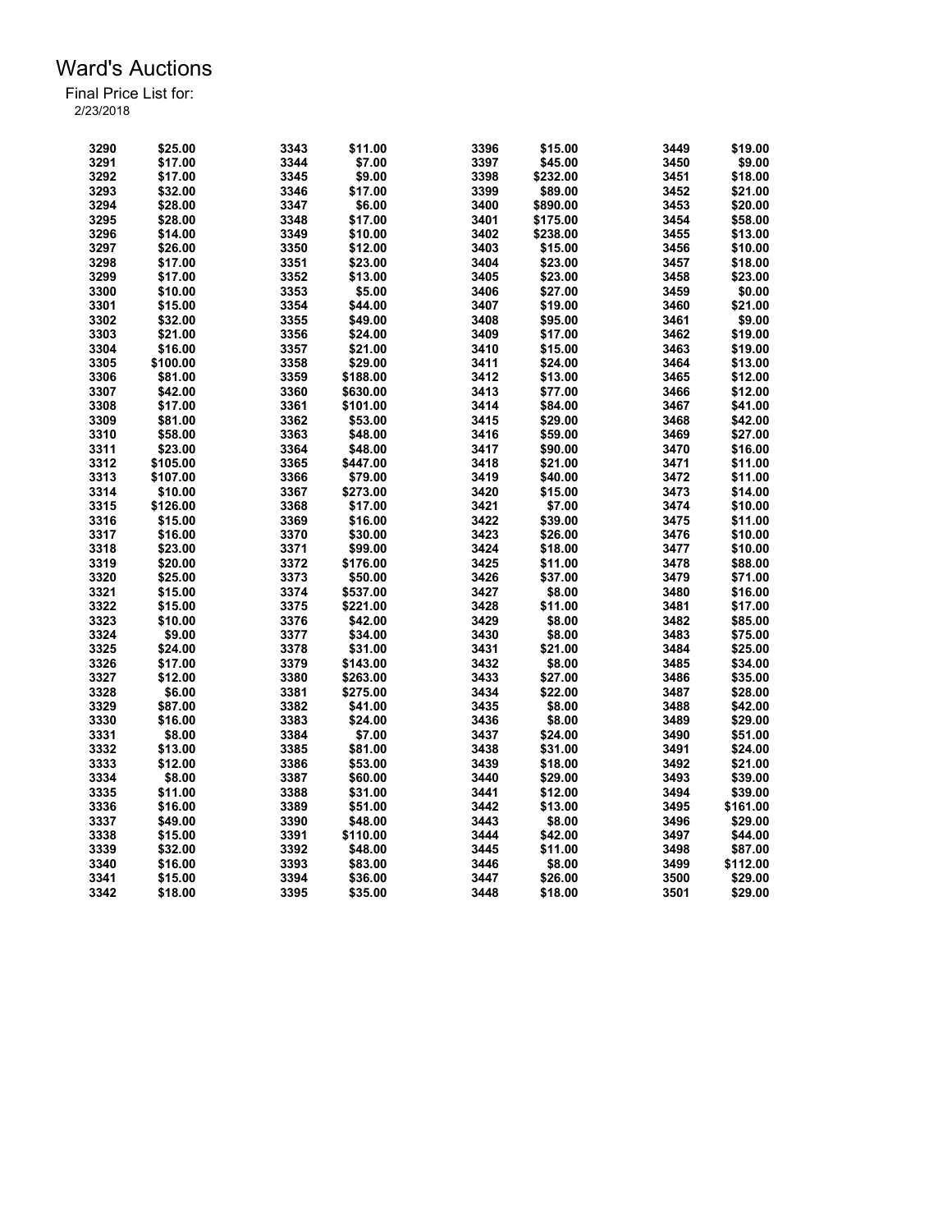# Ward's Auctions

Final Price List for:
2/23/2018

| | | | | | | | |
|---|---|---|---|---|---|---|---|
| 3290 | $25.00 | 3343 | $11.00 | 3396 | $15.00 | 3449 | $19.00 |
| 3291 | $17.00 | 3344 | $7.00 | 3397 | $45.00 | 3450 | $9.00 |
| 3292 | $17.00 | 3345 | $9.00 | 3398 | $232.00 | 3451 | $18.00 |
| 3293 | $32.00 | 3346 | $17.00 | 3399 | $89.00 | 3452 | $21.00 |
| 3294 | $28.00 | 3347 | $6.00 | 3400 | $890.00 | 3453 | $20.00 |
| 3295 | $28.00 | 3348 | $17.00 | 3401 | $175.00 | 3454 | $58.00 |
| 3296 | $14.00 | 3349 | $10.00 | 3402 | $238.00 | 3455 | $13.00 |
| 3297 | $26.00 | 3350 | $12.00 | 3403 | $15.00 | 3456 | $10.00 |
| 3298 | $17.00 | 3351 | $23.00 | 3404 | $23.00 | 3457 | $18.00 |
| 3299 | $17.00 | 3352 | $13.00 | 3405 | $23.00 | 3458 | $23.00 |
| 3300 | $10.00 | 3353 | $5.00 | 3406 | $27.00 | 3459 | $0.00 |
| 3301 | $15.00 | 3354 | $44.00 | 3407 | $19.00 | 3460 | $21.00 |
| 3302 | $32.00 | 3355 | $49.00 | 3408 | $95.00 | 3461 | $9.00 |
| 3303 | $21.00 | 3356 | $24.00 | 3409 | $17.00 | 3462 | $19.00 |
| 3304 | $16.00 | 3357 | $21.00 | 3410 | $15.00 | 3463 | $19.00 |
| 3305 | $100.00 | 3358 | $29.00 | 3411 | $24.00 | 3464 | $13.00 |
| 3306 | $81.00 | 3359 | $188.00 | 3412 | $13.00 | 3465 | $12.00 |
| 3307 | $42.00 | 3360 | $630.00 | 3413 | $77.00 | 3466 | $12.00 |
| 3308 | $17.00 | 3361 | $101.00 | 3414 | $84.00 | 3467 | $41.00 |
| 3309 | $81.00 | 3362 | $53.00 | 3415 | $29.00 | 3468 | $42.00 |
| 3310 | $58.00 | 3363 | $48.00 | 3416 | $59.00 | 3469 | $27.00 |
| 3311 | $23.00 | 3364 | $48.00 | 3417 | $90.00 | 3470 | $16.00 |
| 3312 | $105.00 | 3365 | $447.00 | 3418 | $21.00 | 3471 | $11.00 |
| 3313 | $107.00 | 3366 | $79.00 | 3419 | $40.00 | 3472 | $11.00 |
| 3314 | $10.00 | 3367 | $273.00 | 3420 | $15.00 | 3473 | $14.00 |
| 3315 | $126.00 | 3368 | $17.00 | 3421 | $7.00 | 3474 | $10.00 |
| 3316 | $15.00 | 3369 | $16.00 | 3422 | $39.00 | 3475 | $11.00 |
| 3317 | $16.00 | 3370 | $30.00 | 3423 | $26.00 | 3476 | $10.00 |
| 3318 | $23.00 | 3371 | $99.00 | 3424 | $18.00 | 3477 | $10.00 |
| 3319 | $20.00 | 3372 | $176.00 | 3425 | $11.00 | 3478 | $88.00 |
| 3320 | $25.00 | 3373 | $50.00 | 3426 | $37.00 | 3479 | $71.00 |
| 3321 | $15.00 | 3374 | $537.00 | 3427 | $8.00 | 3480 | $16.00 |
| 3322 | $15.00 | 3375 | $221.00 | 3428 | $11.00 | 3481 | $17.00 |
| 3323 | $10.00 | 3376 | $42.00 | 3429 | $8.00 | 3482 | $85.00 |
| 3324 | $9.00 | 3377 | $34.00 | 3430 | $8.00 | 3483 | $75.00 |
| 3325 | $24.00 | 3378 | $31.00 | 3431 | $21.00 | 3484 | $25.00 |
| 3326 | $17.00 | 3379 | $143.00 | 3432 | $8.00 | 3485 | $34.00 |
| 3327 | $12.00 | 3380 | $263.00 | 3433 | $27.00 | 3486 | $35.00 |
| 3328 | $6.00 | 3381 | $275.00 | 3434 | $22.00 | 3487 | $28.00 |
| 3329 | $87.00 | 3382 | $41.00 | 3435 | $8.00 | 3488 | $42.00 |
| 3330 | $16.00 | 3383 | $24.00 | 3436 | $8.00 | 3489 | $29.00 |
| 3331 | $8.00 | 3384 | $7.00 | 3437 | $24.00 | 3490 | $51.00 |
| 3332 | $13.00 | 3385 | $81.00 | 3438 | $31.00 | 3491 | $24.00 |
| 3333 | $12.00 | 3386 | $53.00 | 3439 | $18.00 | 3492 | $21.00 |
| 3334 | $8.00 | 3387 | $60.00 | 3440 | $29.00 | 3493 | $39.00 |
| 3335 | $11.00 | 3388 | $31.00 | 3441 | $12.00 | 3494 | $39.00 |
| 3336 | $16.00 | 3389 | $51.00 | 3442 | $13.00 | 3495 | $161.00 |
| 3337 | $49.00 | 3390 | $48.00 | 3443 | $8.00 | 3496 | $29.00 |
| 3338 | $15.00 | 3391 | $110.00 | 3444 | $42.00 | 3497 | $44.00 |
| 3339 | $32.00 | 3392 | $48.00 | 3445 | $11.00 | 3498 | $87.00 |
| 3340 | $16.00 | 3393 | $83.00 | 3446 | $8.00 | 3499 | $112.00 |
| 3341 | $15.00 | 3394 | $36.00 | 3447 | $26.00 | 3500 | $29.00 |
| 3342 | $18.00 | 3395 | $35.00 | 3448 | $18.00 | 3501 | $29.00 |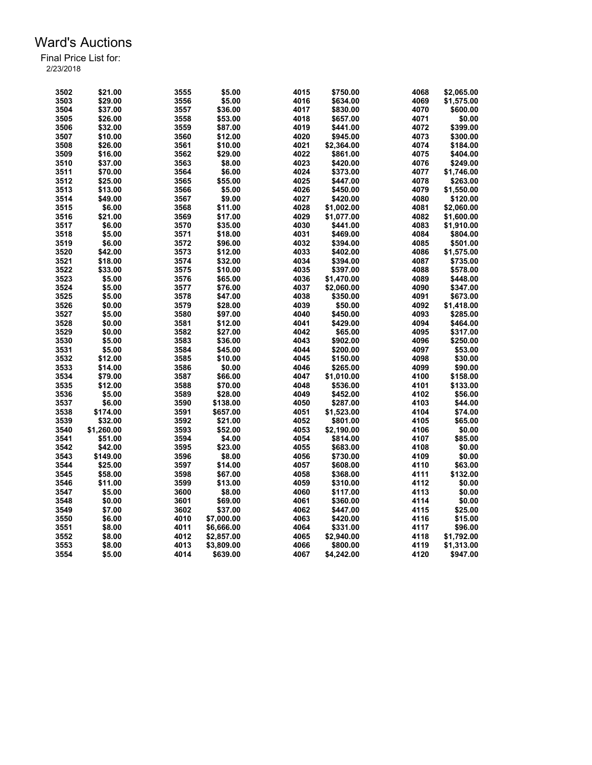# Ward's Auctions

Final Price List for:
2/23/2018

| | | | | | | | |
|---|---|---|---|---|---|---|---|
| 3502 | $21.00 | 3555 | $5.00 | 4015 | $750.00 | 4068 | $2,065.00 |
| 3503 | $29.00 | 3556 | $5.00 | 4016 | $634.00 | 4069 | $1,575.00 |
| 3504 | $37.00 | 3557 | $36.00 | 4017 | $830.00 | 4070 | $600.00 |
| 3505 | $26.00 | 3558 | $53.00 | 4018 | $657.00 | 4071 | $0.00 |
| 3506 | $32.00 | 3559 | $87.00 | 4019 | $441.00 | 4072 | $399.00 |
| 3507 | $10.00 | 3560 | $12.00 | 4020 | $945.00 | 4073 | $300.00 |
| 3508 | $26.00 | 3561 | $10.00 | 4021 | $2,364.00 | 4074 | $184.00 |
| 3509 | $16.00 | 3562 | $29.00 | 4022 | $861.00 | 4075 | $404.00 |
| 3510 | $37.00 | 3563 | $8.00 | 4023 | $420.00 | 4076 | $249.00 |
| 3511 | $70.00 | 3564 | $6.00 | 4024 | $373.00 | 4077 | $1,746.00 |
| 3512 | $25.00 | 3565 | $55.00 | 4025 | $447.00 | 4078 | $263.00 |
| 3513 | $13.00 | 3566 | $5.00 | 4026 | $450.00 | 4079 | $1,550.00 |
| 3514 | $49.00 | 3567 | $9.00 | 4027 | $420.00 | 4080 | $120.00 |
| 3515 | $6.00 | 3568 | $11.00 | 4028 | $1,002.00 | 4081 | $2,060.00 |
| 3516 | $21.00 | 3569 | $17.00 | 4029 | $1,077.00 | 4082 | $1,600.00 |
| 3517 | $6.00 | 3570 | $35.00 | 4030 | $441.00 | 4083 | $1,910.00 |
| 3518 | $5.00 | 3571 | $18.00 | 4031 | $469.00 | 4084 | $804.00 |
| 3519 | $6.00 | 3572 | $96.00 | 4032 | $394.00 | 4085 | $501.00 |
| 3520 | $42.00 | 3573 | $12.00 | 4033 | $402.00 | 4086 | $1,575.00 |
| 3521 | $18.00 | 3574 | $32.00 | 4034 | $394.00 | 4087 | $735.00 |
| 3522 | $33.00 | 3575 | $10.00 | 4035 | $397.00 | 4088 | $578.00 |
| 3523 | $5.00 | 3576 | $65.00 | 4036 | $1,470.00 | 4089 | $448.00 |
| 3524 | $5.00 | 3577 | $76.00 | 4037 | $2,060.00 | 4090 | $347.00 |
| 3525 | $5.00 | 3578 | $47.00 | 4038 | $350.00 | 4091 | $673.00 |
| 3526 | $0.00 | 3579 | $28.00 | 4039 | $50.00 | 4092 | $1,418.00 |
| 3527 | $5.00 | 3580 | $97.00 | 4040 | $450.00 | 4093 | $285.00 |
| 3528 | $0.00 | 3581 | $12.00 | 4041 | $429.00 | 4094 | $464.00 |
| 3529 | $0.00 | 3582 | $27.00 | 4042 | $65.00 | 4095 | $317.00 |
| 3530 | $5.00 | 3583 | $36.00 | 4043 | $902.00 | 4096 | $250.00 |
| 3531 | $5.00 | 3584 | $45.00 | 4044 | $200.00 | 4097 | $53.00 |
| 3532 | $12.00 | 3585 | $10.00 | 4045 | $150.00 | 4098 | $30.00 |
| 3533 | $14.00 | 3586 | $0.00 | 4046 | $265.00 | 4099 | $90.00 |
| 3534 | $79.00 | 3587 | $66.00 | 4047 | $1,010.00 | 4100 | $158.00 |
| 3535 | $12.00 | 3588 | $70.00 | 4048 | $536.00 | 4101 | $133.00 |
| 3536 | $5.00 | 3589 | $28.00 | 4049 | $452.00 | 4102 | $56.00 |
| 3537 | $6.00 | 3590 | $138.00 | 4050 | $287.00 | 4103 | $44.00 |
| 3538 | $174.00 | 3591 | $657.00 | 4051 | $1,523.00 | 4104 | $74.00 |
| 3539 | $32.00 | 3592 | $21.00 | 4052 | $801.00 | 4105 | $65.00 |
| 3540 | $1,260.00 | 3593 | $52.00 | 4053 | $2,190.00 | 4106 | $0.00 |
| 3541 | $51.00 | 3594 | $4.00 | 4054 | $814.00 | 4107 | $85.00 |
| 3542 | $42.00 | 3595 | $23.00 | 4055 | $683.00 | 4108 | $0.00 |
| 3543 | $149.00 | 3596 | $8.00 | 4056 | $730.00 | 4109 | $0.00 |
| 3544 | $25.00 | 3597 | $14.00 | 4057 | $608.00 | 4110 | $63.00 |
| 3545 | $58.00 | 3598 | $67.00 | 4058 | $368.00 | 4111 | $132.00 |
| 3546 | $11.00 | 3599 | $13.00 | 4059 | $310.00 | 4112 | $0.00 |
| 3547 | $5.00 | 3600 | $8.00 | 4060 | $117.00 | 4113 | $0.00 |
| 3548 | $0.00 | 3601 | $69.00 | 4061 | $360.00 | 4114 | $0.00 |
| 3549 | $7.00 | 3602 | $37.00 | 4062 | $447.00 | 4115 | $25.00 |
| 3550 | $6.00 | 4010 | $7,000.00 | 4063 | $420.00 | 4116 | $15.00 |
| 3551 | $8.00 | 4011 | $6,666.00 | 4064 | $331.00 | 4117 | $96.00 |
| 3552 | $8.00 | 4012 | $2,857.00 | 4065 | $2,940.00 | 4118 | $1,792.00 |
| 3553 | $8.00 | 4013 | $3,809.00 | 4066 | $800.00 | 4119 | $1,313.00 |
| 3554 | $5.00 | 4014 | $639.00 | 4067 | $4,242.00 | 4120 | $947.00 |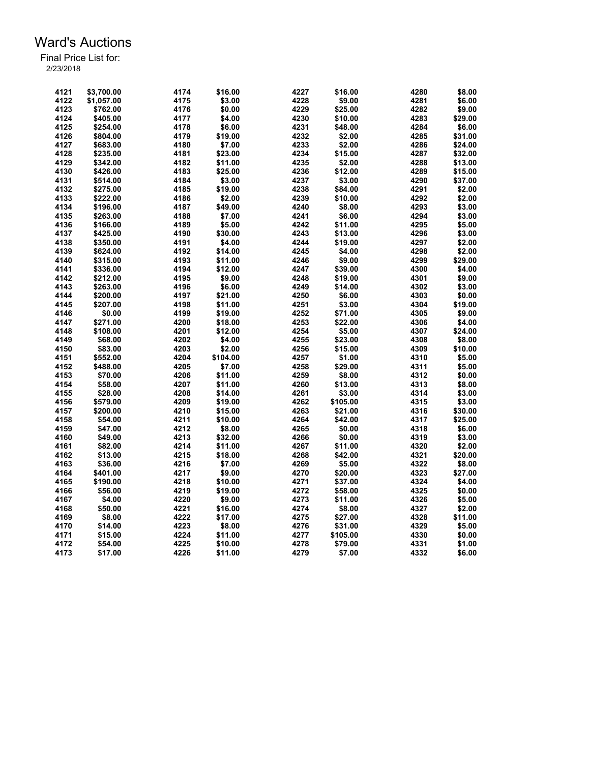# Ward's Auctions

Final Price List for:
2/23/2018

| | | | | | | | |
|---|---|---|---|---|---|---|---|
| 4121 | $3,700.00 | 4174 | $16.00 | 4227 | $16.00 | 4280 | $8.00 |
| 4122 | $1,057.00 | 4175 | $3.00 | 4228 | $9.00 | 4281 | $6.00 |
| 4123 | $762.00 | 4176 | $0.00 | 4229 | $25.00 | 4282 | $9.00 |
| 4124 | $405.00 | 4177 | $4.00 | 4230 | $10.00 | 4283 | $29.00 |
| 4125 | $254.00 | 4178 | $6.00 | 4231 | $48.00 | 4284 | $6.00 |
| 4126 | $804.00 | 4179 | $19.00 | 4232 | $2.00 | 4285 | $31.00 |
| 4127 | $683.00 | 4180 | $7.00 | 4233 | $2.00 | 4286 | $24.00 |
| 4128 | $235.00 | 4181 | $23.00 | 4234 | $15.00 | 4287 | $32.00 |
| 4129 | $342.00 | 4182 | $11.00 | 4235 | $2.00 | 4288 | $13.00 |
| 4130 | $426.00 | 4183 | $25.00 | 4236 | $12.00 | 4289 | $15.00 |
| 4131 | $514.00 | 4184 | $3.00 | 4237 | $3.00 | 4290 | $37.00 |
| 4132 | $275.00 | 4185 | $19.00 | 4238 | $84.00 | 4291 | $2.00 |
| 4133 | $222.00 | 4186 | $2.00 | 4239 | $10.00 | 4292 | $2.00 |
| 4134 | $196.00 | 4187 | $49.00 | 4240 | $8.00 | 4293 | $3.00 |
| 4135 | $263.00 | 4188 | $7.00 | 4241 | $6.00 | 4294 | $3.00 |
| 4136 | $166.00 | 4189 | $5.00 | 4242 | $11.00 | 4295 | $5.00 |
| 4137 | $425.00 | 4190 | $30.00 | 4243 | $13.00 | 4296 | $3.00 |
| 4138 | $350.00 | 4191 | $4.00 | 4244 | $19.00 | 4297 | $2.00 |
| 4139 | $624.00 | 4192 | $14.00 | 4245 | $4.00 | 4298 | $2.00 |
| 4140 | $315.00 | 4193 | $11.00 | 4246 | $9.00 | 4299 | $29.00 |
| 4141 | $336.00 | 4194 | $12.00 | 4247 | $39.00 | 4300 | $4.00 |
| 4142 | $212.00 | 4195 | $9.00 | 4248 | $19.00 | 4301 | $9.00 |
| 4143 | $263.00 | 4196 | $6.00 | 4249 | $14.00 | 4302 | $3.00 |
| 4144 | $200.00 | 4197 | $21.00 | 4250 | $6.00 | 4303 | $0.00 |
| 4145 | $207.00 | 4198 | $11.00 | 4251 | $3.00 | 4304 | $19.00 |
| 4146 | $0.00 | 4199 | $19.00 | 4252 | $71.00 | 4305 | $9.00 |
| 4147 | $271.00 | 4200 | $18.00 | 4253 | $22.00 | 4306 | $4.00 |
| 4148 | $108.00 | 4201 | $12.00 | 4254 | $5.00 | 4307 | $24.00 |
| 4149 | $68.00 | 4202 | $4.00 | 4255 | $23.00 | 4308 | $8.00 |
| 4150 | $83.00 | 4203 | $2.00 | 4256 | $15.00 | 4309 | $10.00 |
| 4151 | $552.00 | 4204 | $104.00 | 4257 | $1.00 | 4310 | $5.00 |
| 4152 | $488.00 | 4205 | $7.00 | 4258 | $29.00 | 4311 | $5.00 |
| 4153 | $70.00 | 4206 | $11.00 | 4259 | $8.00 | 4312 | $0.00 |
| 4154 | $58.00 | 4207 | $11.00 | 4260 | $13.00 | 4313 | $8.00 |
| 4155 | $28.00 | 4208 | $14.00 | 4261 | $3.00 | 4314 | $3.00 |
| 4156 | $579.00 | 4209 | $19.00 | 4262 | $105.00 | 4315 | $3.00 |
| 4157 | $200.00 | 4210 | $15.00 | 4263 | $21.00 | 4316 | $30.00 |
| 4158 | $54.00 | 4211 | $10.00 | 4264 | $42.00 | 4317 | $25.00 |
| 4159 | $47.00 | 4212 | $8.00 | 4265 | $0.00 | 4318 | $6.00 |
| 4160 | $49.00 | 4213 | $32.00 | 4266 | $0.00 | 4319 | $3.00 |
| 4161 | $82.00 | 4214 | $11.00 | 4267 | $11.00 | 4320 | $2.00 |
| 4162 | $13.00 | 4215 | $18.00 | 4268 | $42.00 | 4321 | $20.00 |
| 4163 | $36.00 | 4216 | $7.00 | 4269 | $5.00 | 4322 | $8.00 |
| 4164 | $401.00 | 4217 | $9.00 | 4270 | $20.00 | 4323 | $27.00 |
| 4165 | $190.00 | 4218 | $10.00 | 4271 | $37.00 | 4324 | $4.00 |
| 4166 | $56.00 | 4219 | $19.00 | 4272 | $58.00 | 4325 | $0.00 |
| 4167 | $4.00 | 4220 | $9.00 | 4273 | $11.00 | 4326 | $5.00 |
| 4168 | $50.00 | 4221 | $16.00 | 4274 | $8.00 | 4327 | $2.00 |
| 4169 | $8.00 | 4222 | $17.00 | 4275 | $27.00 | 4328 | $11.00 |
| 4170 | $14.00 | 4223 | $8.00 | 4276 | $31.00 | 4329 | $5.00 |
| 4171 | $15.00 | 4224 | $11.00 | 4277 | $105.00 | 4330 | $0.00 |
| 4172 | $54.00 | 4225 | $10.00 | 4278 | $79.00 | 4331 | $1.00 |
| 4173 | $17.00 | 4226 | $11.00 | 4279 | $7.00 | 4332 | $6.00 |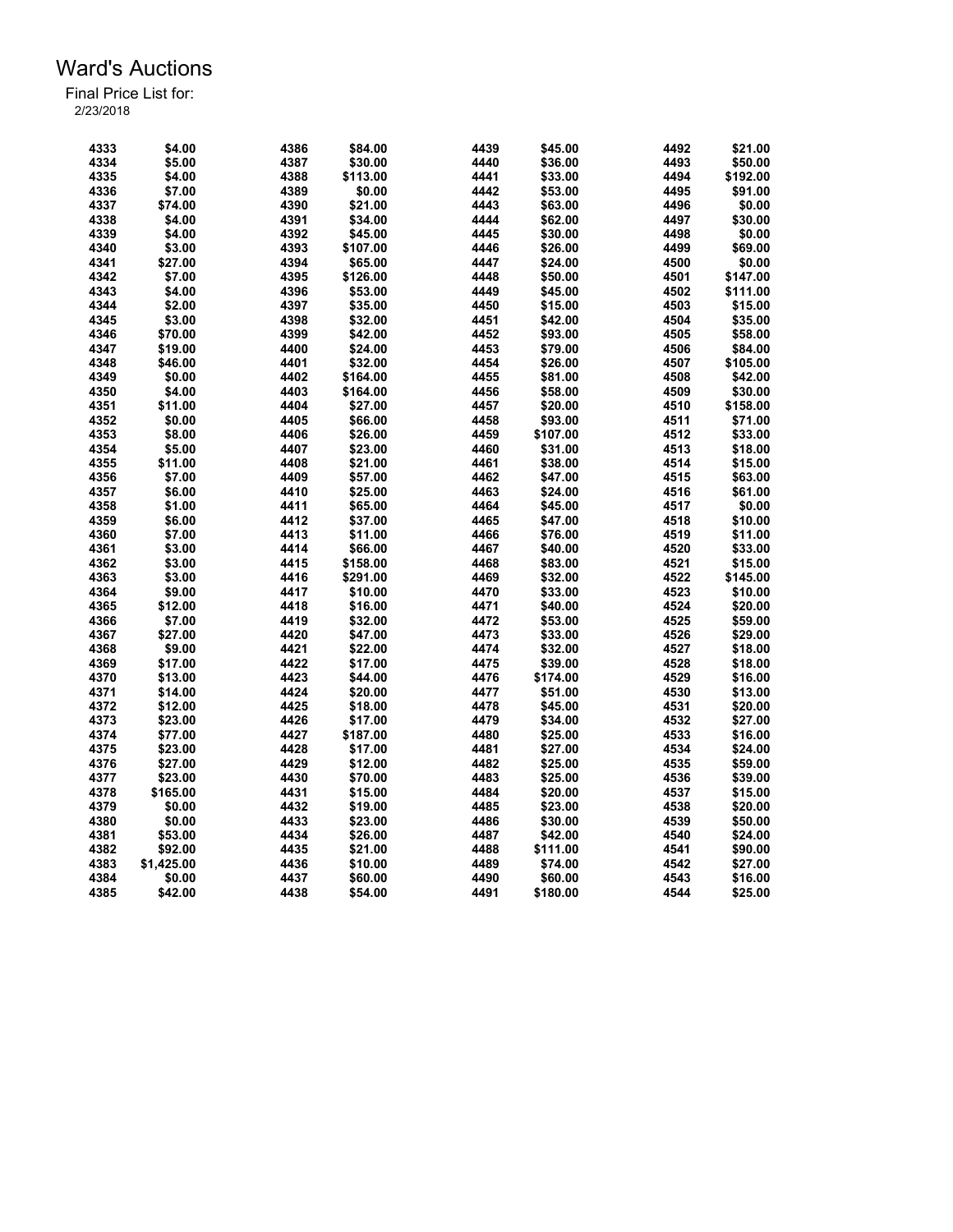# Ward's Auctions

Final Price List for:
2/23/2018

| | | | | | | | |
|---|---|---|---|---|---|---|---|
| 4333 | $4.00 | 4386 | $84.00 | 4439 | $45.00 | 4492 | $21.00 |
| 4334 | $5.00 | 4387 | $30.00 | 4440 | $36.00 | 4493 | $50.00 |
| 4335 | $4.00 | 4388 | $113.00 | 4441 | $33.00 | 4494 | $192.00 |
| 4336 | $7.00 | 4389 | $0.00 | 4442 | $53.00 | 4495 | $91.00 |
| 4337 | $74.00 | 4390 | $21.00 | 4443 | $63.00 | 4496 | $0.00 |
| 4338 | $4.00 | 4391 | $34.00 | 4444 | $62.00 | 4497 | $30.00 |
| 4339 | $4.00 | 4392 | $45.00 | 4445 | $30.00 | 4498 | $0.00 |
| 4340 | $3.00 | 4393 | $107.00 | 4446 | $26.00 | 4499 | $69.00 |
| 4341 | $27.00 | 4394 | $65.00 | 4447 | $24.00 | 4500 | $0.00 |
| 4342 | $7.00 | 4395 | $126.00 | 4448 | $50.00 | 4501 | $147.00 |
| 4343 | $4.00 | 4396 | $53.00 | 4449 | $45.00 | 4502 | $111.00 |
| 4344 | $2.00 | 4397 | $35.00 | 4450 | $15.00 | 4503 | $15.00 |
| 4345 | $3.00 | 4398 | $32.00 | 4451 | $42.00 | 4504 | $35.00 |
| 4346 | $70.00 | 4399 | $42.00 | 4452 | $93.00 | 4505 | $58.00 |
| 4347 | $19.00 | 4400 | $24.00 | 4453 | $79.00 | 4506 | $84.00 |
| 4348 | $46.00 | 4401 | $32.00 | 4454 | $26.00 | 4507 | $105.00 |
| 4349 | $0.00 | 4402 | $164.00 | 4455 | $81.00 | 4508 | $42.00 |
| 4350 | $4.00 | 4403 | $164.00 | 4456 | $58.00 | 4509 | $30.00 |
| 4351 | $11.00 | 4404 | $27.00 | 4457 | $20.00 | 4510 | $158.00 |
| 4352 | $0.00 | 4405 | $66.00 | 4458 | $93.00 | 4511 | $71.00 |
| 4353 | $8.00 | 4406 | $26.00 | 4459 | $107.00 | 4512 | $33.00 |
| 4354 | $5.00 | 4407 | $23.00 | 4460 | $31.00 | 4513 | $18.00 |
| 4355 | $11.00 | 4408 | $21.00 | 4461 | $38.00 | 4514 | $15.00 |
| 4356 | $7.00 | 4409 | $57.00 | 4462 | $47.00 | 4515 | $63.00 |
| 4357 | $6.00 | 4410 | $25.00 | 4463 | $24.00 | 4516 | $61.00 |
| 4358 | $1.00 | 4411 | $65.00 | 4464 | $45.00 | 4517 | $0.00 |
| 4359 | $6.00 | 4412 | $37.00 | 4465 | $47.00 | 4518 | $10.00 |
| 4360 | $7.00 | 4413 | $11.00 | 4466 | $76.00 | 4519 | $11.00 |
| 4361 | $3.00 | 4414 | $66.00 | 4467 | $40.00 | 4520 | $33.00 |
| 4362 | $3.00 | 4415 | $158.00 | 4468 | $83.00 | 4521 | $15.00 |
| 4363 | $3.00 | 4416 | $291.00 | 4469 | $32.00 | 4522 | $145.00 |
| 4364 | $9.00 | 4417 | $10.00 | 4470 | $33.00 | 4523 | $10.00 |
| 4365 | $12.00 | 4418 | $16.00 | 4471 | $40.00 | 4524 | $20.00 |
| 4366 | $7.00 | 4419 | $32.00 | 4472 | $53.00 | 4525 | $59.00 |
| 4367 | $27.00 | 4420 | $47.00 | 4473 | $33.00 | 4526 | $29.00 |
| 4368 | $9.00 | 4421 | $22.00 | 4474 | $32.00 | 4527 | $18.00 |
| 4369 | $17.00 | 4422 | $17.00 | 4475 | $39.00 | 4528 | $18.00 |
| 4370 | $13.00 | 4423 | $44.00 | 4476 | $174.00 | 4529 | $16.00 |
| 4371 | $14.00 | 4424 | $20.00 | 4477 | $51.00 | 4530 | $13.00 |
| 4372 | $12.00 | 4425 | $18.00 | 4478 | $45.00 | 4531 | $20.00 |
| 4373 | $23.00 | 4426 | $17.00 | 4479 | $34.00 | 4532 | $27.00 |
| 4374 | $77.00 | 4427 | $187.00 | 4480 | $25.00 | 4533 | $16.00 |
| 4375 | $23.00 | 4428 | $17.00 | 4481 | $27.00 | 4534 | $24.00 |
| 4376 | $27.00 | 4429 | $12.00 | 4482 | $25.00 | 4535 | $59.00 |
| 4377 | $23.00 | 4430 | $70.00 | 4483 | $25.00 | 4536 | $39.00 |
| 4378 | $165.00 | 4431 | $15.00 | 4484 | $20.00 | 4537 | $15.00 |
| 4379 | $0.00 | 4432 | $19.00 | 4485 | $23.00 | 4538 | $20.00 |
| 4380 | $0.00 | 4433 | $23.00 | 4486 | $30.00 | 4539 | $50.00 |
| 4381 | $53.00 | 4434 | $26.00 | 4487 | $42.00 | 4540 | $24.00 |
| 4382 | $92.00 | 4435 | $21.00 | 4488 | $111.00 | 4541 | $90.00 |
| 4383 | $1,425.00 | 4436 | $10.00 | 4489 | $74.00 | 4542 | $27.00 |
| 4384 | $0.00 | 4437 | $60.00 | 4490 | $60.00 | 4543 | $16.00 |
| 4385 | $42.00 | 4438 | $54.00 | 4491 | $180.00 | 4544 | $25.00 |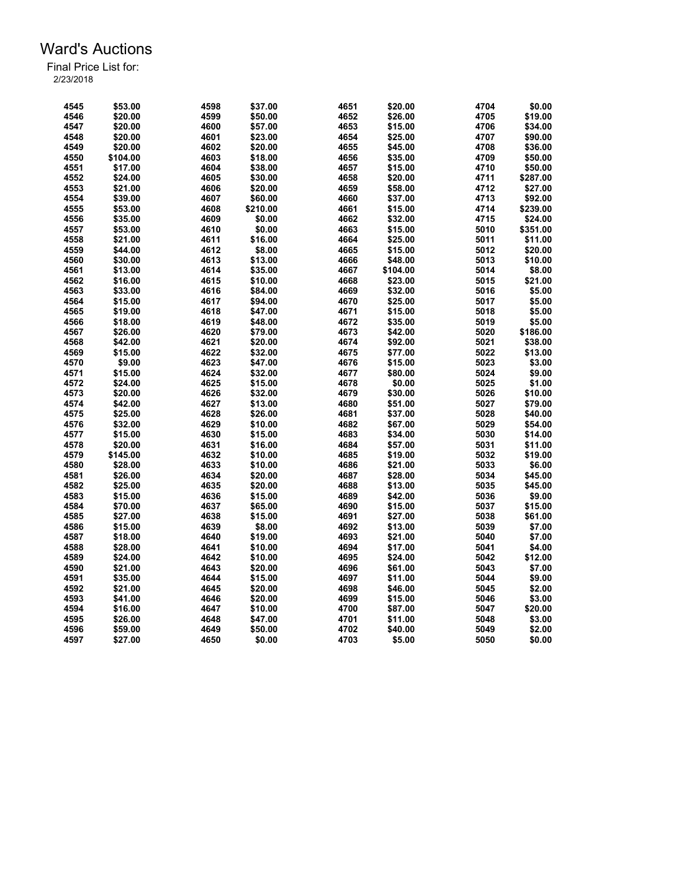# Ward's Auctions

Final Price List for:
2/23/2018

| | | | | | | | |
|---|---|---|---|---|---|---|---|
| 4545 | $53.00 | 4598 | $37.00 | 4651 | $20.00 | 4704 | $0.00 |
| 4546 | $20.00 | 4599 | $50.00 | 4652 | $26.00 | 4705 | $19.00 |
| 4547 | $20.00 | 4600 | $57.00 | 4653 | $15.00 | 4706 | $34.00 |
| 4548 | $20.00 | 4601 | $23.00 | 4654 | $25.00 | 4707 | $90.00 |
| 4549 | $20.00 | 4602 | $20.00 | 4655 | $45.00 | 4708 | $36.00 |
| 4550 | $104.00 | 4603 | $18.00 | 4656 | $35.00 | 4709 | $50.00 |
| 4551 | $17.00 | 4604 | $38.00 | 4657 | $15.00 | 4710 | $50.00 |
| 4552 | $24.00 | 4605 | $30.00 | 4658 | $20.00 | 4711 | $287.00 |
| 4553 | $21.00 | 4606 | $20.00 | 4659 | $58.00 | 4712 | $27.00 |
| 4554 | $39.00 | 4607 | $60.00 | 4660 | $37.00 | 4713 | $92.00 |
| 4555 | $53.00 | 4608 | $210.00 | 4661 | $15.00 | 4714 | $239.00 |
| 4556 | $35.00 | 4609 | $0.00 | 4662 | $32.00 | 4715 | $24.00 |
| 4557 | $53.00 | 4610 | $0.00 | 4663 | $15.00 | 5010 | $351.00 |
| 4558 | $21.00 | 4611 | $16.00 | 4664 | $25.00 | 5011 | $11.00 |
| 4559 | $44.00 | 4612 | $8.00 | 4665 | $15.00 | 5012 | $20.00 |
| 4560 | $30.00 | 4613 | $13.00 | 4666 | $48.00 | 5013 | $10.00 |
| 4561 | $13.00 | 4614 | $35.00 | 4667 | $104.00 | 5014 | $8.00 |
| 4562 | $16.00 | 4615 | $10.00 | 4668 | $23.00 | 5015 | $21.00 |
| 4563 | $33.00 | 4616 | $84.00 | 4669 | $32.00 | 5016 | $5.00 |
| 4564 | $15.00 | 4617 | $94.00 | 4670 | $25.00 | 5017 | $5.00 |
| 4565 | $19.00 | 4618 | $47.00 | 4671 | $15.00 | 5018 | $5.00 |
| 4566 | $18.00 | 4619 | $48.00 | 4672 | $35.00 | 5019 | $5.00 |
| 4567 | $26.00 | 4620 | $79.00 | 4673 | $42.00 | 5020 | $186.00 |
| 4568 | $42.00 | 4621 | $20.00 | 4674 | $92.00 | 5021 | $38.00 |
| 4569 | $15.00 | 4622 | $32.00 | 4675 | $77.00 | 5022 | $13.00 |
| 4570 | $9.00 | 4623 | $47.00 | 4676 | $15.00 | 5023 | $3.00 |
| 4571 | $15.00 | 4624 | $32.00 | 4677 | $80.00 | 5024 | $9.00 |
| 4572 | $24.00 | 4625 | $15.00 | 4678 | $0.00 | 5025 | $1.00 |
| 4573 | $20.00 | 4626 | $32.00 | 4679 | $30.00 | 5026 | $10.00 |
| 4574 | $42.00 | 4627 | $13.00 | 4680 | $51.00 | 5027 | $79.00 |
| 4575 | $25.00 | 4628 | $26.00 | 4681 | $37.00 | 5028 | $40.00 |
| 4576 | $32.00 | 4629 | $10.00 | 4682 | $67.00 | 5029 | $54.00 |
| 4577 | $15.00 | 4630 | $15.00 | 4683 | $34.00 | 5030 | $14.00 |
| 4578 | $20.00 | 4631 | $16.00 | 4684 | $57.00 | 5031 | $11.00 |
| 4579 | $145.00 | 4632 | $10.00 | 4685 | $19.00 | 5032 | $19.00 |
| 4580 | $28.00 | 4633 | $10.00 | 4686 | $21.00 | 5033 | $6.00 |
| 4581 | $26.00 | 4634 | $20.00 | 4687 | $28.00 | 5034 | $45.00 |
| 4582 | $25.00 | 4635 | $20.00 | 4688 | $13.00 | 5035 | $45.00 |
| 4583 | $15.00 | 4636 | $15.00 | 4689 | $42.00 | 5036 | $9.00 |
| 4584 | $70.00 | 4637 | $65.00 | 4690 | $15.00 | 5037 | $15.00 |
| 4585 | $27.00 | 4638 | $15.00 | 4691 | $27.00 | 5038 | $61.00 |
| 4586 | $15.00 | 4639 | $8.00 | 4692 | $13.00 | 5039 | $7.00 |
| 4587 | $18.00 | 4640 | $19.00 | 4693 | $21.00 | 5040 | $7.00 |
| 4588 | $28.00 | 4641 | $10.00 | 4694 | $17.00 | 5041 | $4.00 |
| 4589 | $24.00 | 4642 | $10.00 | 4695 | $24.00 | 5042 | $12.00 |
| 4590 | $21.00 | 4643 | $20.00 | 4696 | $61.00 | 5043 | $7.00 |
| 4591 | $35.00 | 4644 | $15.00 | 4697 | $11.00 | 5044 | $9.00 |
| 4592 | $21.00 | 4645 | $20.00 | 4698 | $46.00 | 5045 | $2.00 |
| 4593 | $41.00 | 4646 | $20.00 | 4699 | $15.00 | 5046 | $3.00 |
| 4594 | $16.00 | 4647 | $10.00 | 4700 | $87.00 | 5047 | $20.00 |
| 4595 | $26.00 | 4648 | $47.00 | 4701 | $11.00 | 5048 | $3.00 |
| 4596 | $59.00 | 4649 | $50.00 | 4702 | $40.00 | 5049 | $2.00 |
| 4597 | $27.00 | 4650 | $0.00 | 4703 | $5.00 | 5050 | $0.00 |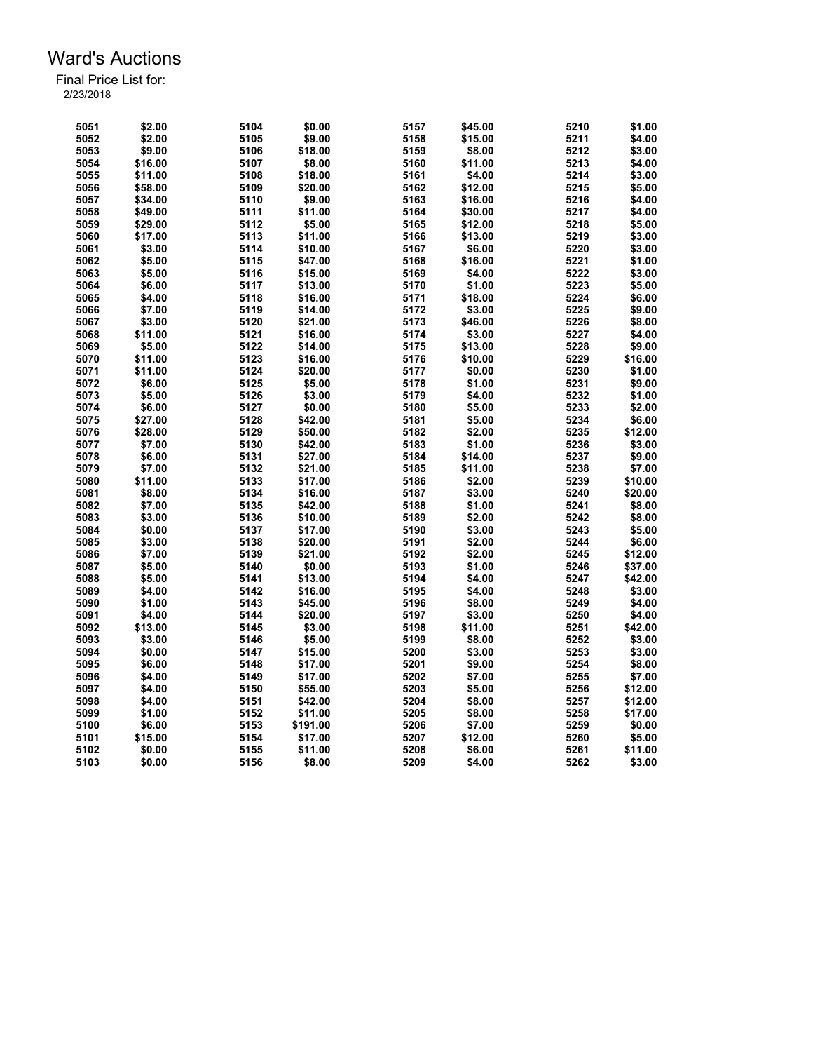# Ward's Auctions

Final Price List for:
2/23/2018

| | | | | | | | |
|---|---|---|---|---|---|---|---|
| 5051 | $2.00 | 5104 | $0.00 | 5157 | $45.00 | 5210 | $1.00 |
| 5052 | $2.00 | 5105 | $9.00 | 5158 | $15.00 | 5211 | $4.00 |
| 5053 | $9.00 | 5106 | $18.00 | 5159 | $8.00 | 5212 | $3.00 |
| 5054 | $16.00 | 5107 | $8.00 | 5160 | $11.00 | 5213 | $4.00 |
| 5055 | $11.00 | 5108 | $18.00 | 5161 | $4.00 | 5214 | $3.00 |
| 5056 | $58.00 | 5109 | $20.00 | 5162 | $12.00 | 5215 | $5.00 |
| 5057 | $34.00 | 5110 | $9.00 | 5163 | $16.00 | 5216 | $4.00 |
| 5058 | $49.00 | 5111 | $11.00 | 5164 | $30.00 | 5217 | $4.00 |
| 5059 | $29.00 | 5112 | $5.00 | 5165 | $12.00 | 5218 | $5.00 |
| 5060 | $17.00 | 5113 | $11.00 | 5166 | $13.00 | 5219 | $3.00 |
| 5061 | $3.00 | 5114 | $10.00 | 5167 | $6.00 | 5220 | $3.00 |
| 5062 | $5.00 | 5115 | $47.00 | 5168 | $16.00 | 5221 | $1.00 |
| 5063 | $5.00 | 5116 | $15.00 | 5169 | $4.00 | 5222 | $3.00 |
| 5064 | $6.00 | 5117 | $13.00 | 5170 | $1.00 | 5223 | $5.00 |
| 5065 | $4.00 | 5118 | $16.00 | 5171 | $18.00 | 5224 | $6.00 |
| 5066 | $7.00 | 5119 | $14.00 | 5172 | $3.00 | 5225 | $9.00 |
| 5067 | $3.00 | 5120 | $21.00 | 5173 | $46.00 | 5226 | $8.00 |
| 5068 | $11.00 | 5121 | $16.00 | 5174 | $3.00 | 5227 | $4.00 |
| 5069 | $5.00 | 5122 | $14.00 | 5175 | $13.00 | 5228 | $9.00 |
| 5070 | $11.00 | 5123 | $16.00 | 5176 | $10.00 | 5229 | $16.00 |
| 5071 | $11.00 | 5124 | $20.00 | 5177 | $0.00 | 5230 | $1.00 |
| 5072 | $6.00 | 5125 | $5.00 | 5178 | $1.00 | 5231 | $9.00 |
| 5073 | $5.00 | 5126 | $3.00 | 5179 | $4.00 | 5232 | $1.00 |
| 5074 | $6.00 | 5127 | $0.00 | 5180 | $5.00 | 5233 | $2.00 |
| 5075 | $27.00 | 5128 | $42.00 | 5181 | $5.00 | 5234 | $6.00 |
| 5076 | $28.00 | 5129 | $50.00 | 5182 | $2.00 | 5235 | $12.00 |
| 5077 | $7.00 | 5130 | $42.00 | 5183 | $1.00 | 5236 | $3.00 |
| 5078 | $6.00 | 5131 | $27.00 | 5184 | $14.00 | 5237 | $9.00 |
| 5079 | $7.00 | 5132 | $21.00 | 5185 | $11.00 | 5238 | $7.00 |
| 5080 | $11.00 | 5133 | $17.00 | 5186 | $2.00 | 5239 | $10.00 |
| 5081 | $8.00 | 5134 | $16.00 | 5187 | $3.00 | 5240 | $20.00 |
| 5082 | $7.00 | 5135 | $42.00 | 5188 | $1.00 | 5241 | $8.00 |
| 5083 | $3.00 | 5136 | $10.00 | 5189 | $2.00 | 5242 | $8.00 |
| 5084 | $0.00 | 5137 | $17.00 | 5190 | $3.00 | 5243 | $5.00 |
| 5085 | $3.00 | 5138 | $20.00 | 5191 | $2.00 | 5244 | $6.00 |
| 5086 | $7.00 | 5139 | $21.00 | 5192 | $2.00 | 5245 | $12.00 |
| 5087 | $5.00 | 5140 | $0.00 | 5193 | $1.00 | 5246 | $37.00 |
| 5088 | $5.00 | 5141 | $13.00 | 5194 | $4.00 | 5247 | $42.00 |
| 5089 | $4.00 | 5142 | $16.00 | 5195 | $4.00 | 5248 | $3.00 |
| 5090 | $1.00 | 5143 | $45.00 | 5196 | $8.00 | 5249 | $4.00 |
| 5091 | $4.00 | 5144 | $20.00 | 5197 | $3.00 | 5250 | $4.00 |
| 5092 | $13.00 | 5145 | $3.00 | 5198 | $11.00 | 5251 | $42.00 |
| 5093 | $3.00 | 5146 | $5.00 | 5199 | $8.00 | 5252 | $3.00 |
| 5094 | $0.00 | 5147 | $15.00 | 5200 | $3.00 | 5253 | $3.00 |
| 5095 | $6.00 | 5148 | $17.00 | 5201 | $9.00 | 5254 | $8.00 |
| 5096 | $4.00 | 5149 | $17.00 | 5202 | $7.00 | 5255 | $7.00 |
| 5097 | $4.00 | 5150 | $55.00 | 5203 | $5.00 | 5256 | $12.00 |
| 5098 | $4.00 | 5151 | $42.00 | 5204 | $8.00 | 5257 | $12.00 |
| 5099 | $1.00 | 5152 | $11.00 | 5205 | $8.00 | 5258 | $17.00 |
| 5100 | $6.00 | 5153 | $191.00 | 5206 | $7.00 | 5259 | $0.00 |
| 5101 | $15.00 | 5154 | $17.00 | 5207 | $12.00 | 5260 | $5.00 |
| 5102 | $0.00 | 5155 | $11.00 | 5208 | $6.00 | 5261 | $11.00 |
| 5103 | $0.00 | 5156 | $8.00 | 5209 | $4.00 | 5262 | $3.00 |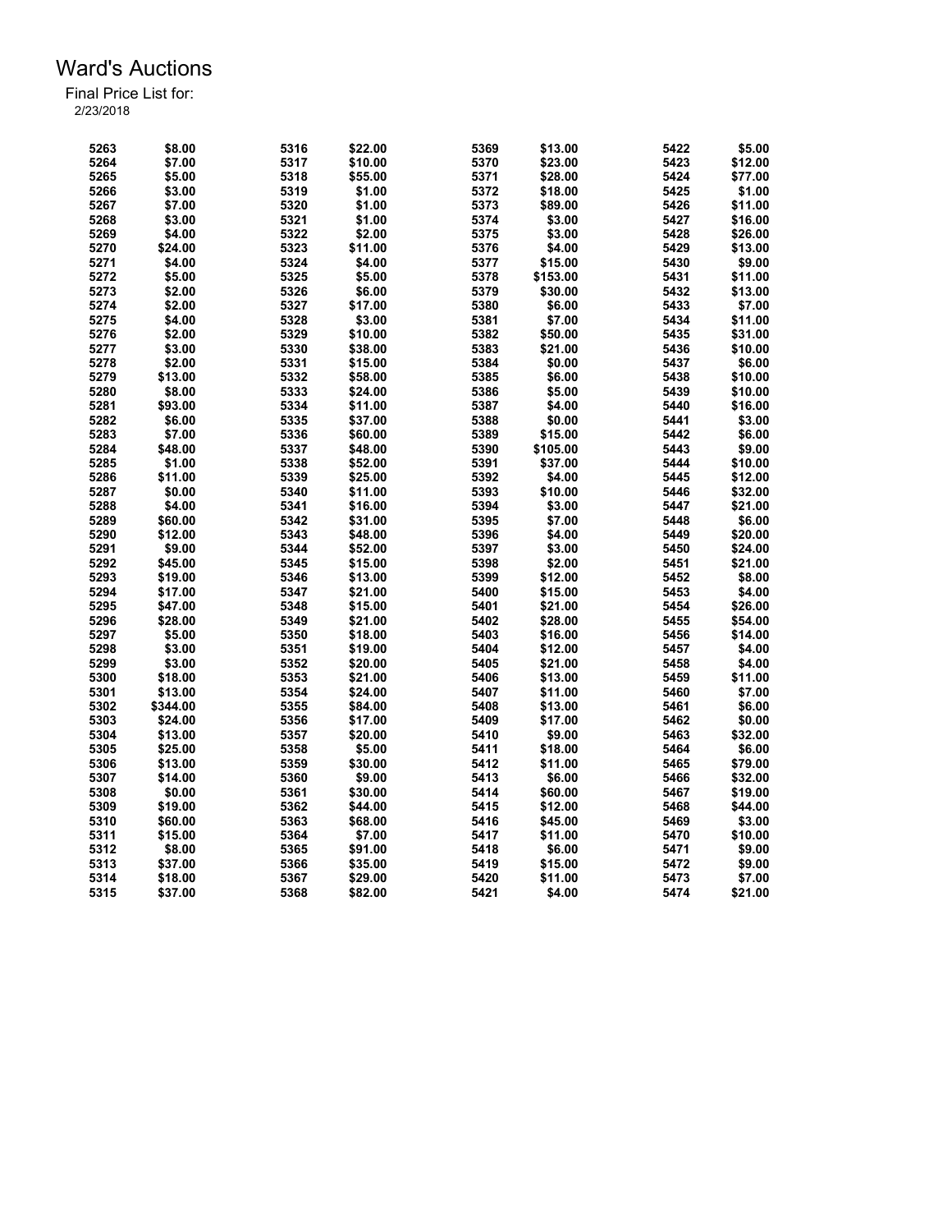# Ward's Auctions

Final Price List for:
2/23/2018

| | | | | | | | |
|---|---|---|---|---|---|---|---|
| 5263 | $8.00 | 5316 | $22.00 | 5369 | $13.00 | 5422 | $5.00 |
| 5264 | $7.00 | 5317 | $10.00 | 5370 | $23.00 | 5423 | $12.00 |
| 5265 | $5.00 | 5318 | $55.00 | 5371 | $28.00 | 5424 | $77.00 |
| 5266 | $3.00 | 5319 | $1.00 | 5372 | $18.00 | 5425 | $1.00 |
| 5267 | $7.00 | 5320 | $1.00 | 5373 | $89.00 | 5426 | $11.00 |
| 5268 | $3.00 | 5321 | $1.00 | 5374 | $3.00 | 5427 | $16.00 |
| 5269 | $4.00 | 5322 | $2.00 | 5375 | $3.00 | 5428 | $26.00 |
| 5270 | $24.00 | 5323 | $11.00 | 5376 | $4.00 | 5429 | $13.00 |
| 5271 | $4.00 | 5324 | $4.00 | 5377 | $15.00 | 5430 | $9.00 |
| 5272 | $5.00 | 5325 | $5.00 | 5378 | $153.00 | 5431 | $11.00 |
| 5273 | $2.00 | 5326 | $6.00 | 5379 | $30.00 | 5432 | $13.00 |
| 5274 | $2.00 | 5327 | $17.00 | 5380 | $6.00 | 5433 | $7.00 |
| 5275 | $4.00 | 5328 | $3.00 | 5381 | $7.00 | 5434 | $11.00 |
| 5276 | $2.00 | 5329 | $10.00 | 5382 | $50.00 | 5435 | $31.00 |
| 5277 | $3.00 | 5330 | $38.00 | 5383 | $21.00 | 5436 | $10.00 |
| 5278 | $2.00 | 5331 | $15.00 | 5384 | $0.00 | 5437 | $6.00 |
| 5279 | $13.00 | 5332 | $58.00 | 5385 | $6.00 | 5438 | $10.00 |
| 5280 | $8.00 | 5333 | $24.00 | 5386 | $5.00 | 5439 | $10.00 |
| 5281 | $93.00 | 5334 | $11.00 | 5387 | $4.00 | 5440 | $16.00 |
| 5282 | $6.00 | 5335 | $37.00 | 5388 | $0.00 | 5441 | $3.00 |
| 5283 | $7.00 | 5336 | $60.00 | 5389 | $15.00 | 5442 | $6.00 |
| 5284 | $48.00 | 5337 | $48.00 | 5390 | $105.00 | 5443 | $9.00 |
| 5285 | $1.00 | 5338 | $52.00 | 5391 | $37.00 | 5444 | $10.00 |
| 5286 | $11.00 | 5339 | $25.00 | 5392 | $4.00 | 5445 | $12.00 |
| 5287 | $0.00 | 5340 | $11.00 | 5393 | $10.00 | 5446 | $32.00 |
| 5288 | $4.00 | 5341 | $16.00 | 5394 | $3.00 | 5447 | $21.00 |
| 5289 | $60.00 | 5342 | $31.00 | 5395 | $7.00 | 5448 | $6.00 |
| 5290 | $12.00 | 5343 | $48.00 | 5396 | $4.00 | 5449 | $20.00 |
| 5291 | $9.00 | 5344 | $52.00 | 5397 | $3.00 | 5450 | $24.00 |
| 5292 | $45.00 | 5345 | $15.00 | 5398 | $2.00 | 5451 | $21.00 |
| 5293 | $19.00 | 5346 | $13.00 | 5399 | $12.00 | 5452 | $8.00 |
| 5294 | $17.00 | 5347 | $21.00 | 5400 | $15.00 | 5453 | $4.00 |
| 5295 | $47.00 | 5348 | $15.00 | 5401 | $21.00 | 5454 | $26.00 |
| 5296 | $28.00 | 5349 | $21.00 | 5402 | $28.00 | 5455 | $54.00 |
| 5297 | $5.00 | 5350 | $18.00 | 5403 | $16.00 | 5456 | $14.00 |
| 5298 | $3.00 | 5351 | $19.00 | 5404 | $12.00 | 5457 | $4.00 |
| 5299 | $3.00 | 5352 | $20.00 | 5405 | $21.00 | 5458 | $4.00 |
| 5300 | $18.00 | 5353 | $21.00 | 5406 | $13.00 | 5459 | $11.00 |
| 5301 | $13.00 | 5354 | $24.00 | 5407 | $11.00 | 5460 | $7.00 |
| 5302 | $344.00 | 5355 | $84.00 | 5408 | $13.00 | 5461 | $6.00 |
| 5303 | $24.00 | 5356 | $17.00 | 5409 | $17.00 | 5462 | $0.00 |
| 5304 | $13.00 | 5357 | $20.00 | 5410 | $9.00 | 5463 | $32.00 |
| 5305 | $25.00 | 5358 | $5.00 | 5411 | $18.00 | 5464 | $6.00 |
| 5306 | $13.00 | 5359 | $30.00 | 5412 | $11.00 | 5465 | $79.00 |
| 5307 | $14.00 | 5360 | $9.00 | 5413 | $6.00 | 5466 | $32.00 |
| 5308 | $0.00 | 5361 | $30.00 | 5414 | $60.00 | 5467 | $19.00 |
| 5309 | $19.00 | 5362 | $44.00 | 5415 | $12.00 | 5468 | $44.00 |
| 5310 | $60.00 | 5363 | $68.00 | 5416 | $45.00 | 5469 | $3.00 |
| 5311 | $15.00 | 5364 | $7.00 | 5417 | $11.00 | 5470 | $10.00 |
| 5312 | $8.00 | 5365 | $91.00 | 5418 | $6.00 | 5471 | $9.00 |
| 5313 | $37.00 | 5366 | $35.00 | 5419 | $15.00 | 5472 | $9.00 |
| 5314 | $18.00 | 5367 | $29.00 | 5420 | $11.00 | 5473 | $7.00 |
| 5315 | $37.00 | 5368 | $82.00 | 5421 | $4.00 | 5474 | $21.00 |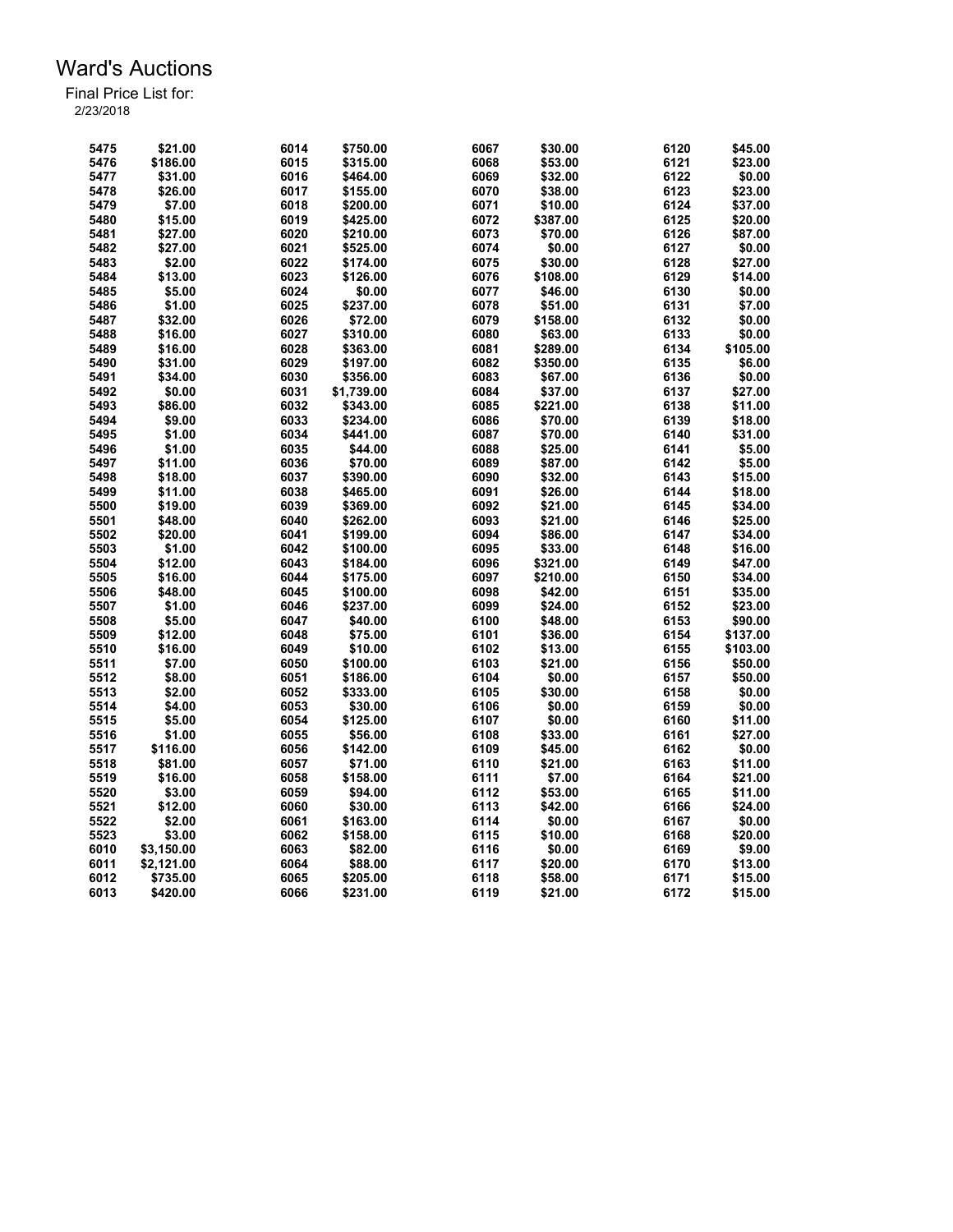# Ward's Auctions

Final Price List for:
2/23/2018

| | | | | | | | |
|---|---|---|---|---|---|---|---|
| 5475 | $21.00 | 6014 | $750.00 | 6067 | $30.00 | 6120 | $45.00 |
| 5476 | $186.00 | 6015 | $315.00 | 6068 | $53.00 | 6121 | $23.00 |
| 5477 | $31.00 | 6016 | $464.00 | 6069 | $32.00 | 6122 | $0.00 |
| 5478 | $26.00 | 6017 | $155.00 | 6070 | $38.00 | 6123 | $23.00 |
| 5479 | $7.00 | 6018 | $200.00 | 6071 | $10.00 | 6124 | $37.00 |
| 5480 | $15.00 | 6019 | $425.00 | 6072 | $387.00 | 6125 | $20.00 |
| 5481 | $27.00 | 6020 | $210.00 | 6073 | $70.00 | 6126 | $87.00 |
| 5482 | $27.00 | 6021 | $525.00 | 6074 | $0.00 | 6127 | $0.00 |
| 5483 | $2.00 | 6022 | $174.00 | 6075 | $30.00 | 6128 | $27.00 |
| 5484 | $13.00 | 6023 | $126.00 | 6076 | $108.00 | 6129 | $14.00 |
| 5485 | $5.00 | 6024 | $0.00 | 6077 | $46.00 | 6130 | $0.00 |
| 5486 | $1.00 | 6025 | $237.00 | 6078 | $51.00 | 6131 | $7.00 |
| 5487 | $32.00 | 6026 | $72.00 | 6079 | $158.00 | 6132 | $0.00 |
| 5488 | $16.00 | 6027 | $310.00 | 6080 | $63.00 | 6133 | $0.00 |
| 5489 | $16.00 | 6028 | $363.00 | 6081 | $289.00 | 6134 | $105.00 |
| 5490 | $31.00 | 6029 | $197.00 | 6082 | $350.00 | 6135 | $6.00 |
| 5491 | $34.00 | 6030 | $356.00 | 6083 | $67.00 | 6136 | $0.00 |
| 5492 | $0.00 | 6031 | $1,739.00 | 6084 | $37.00 | 6137 | $27.00 |
| 5493 | $86.00 | 6032 | $343.00 | 6085 | $221.00 | 6138 | $11.00 |
| 5494 | $9.00 | 6033 | $234.00 | 6086 | $70.00 | 6139 | $18.00 |
| 5495 | $1.00 | 6034 | $441.00 | 6087 | $70.00 | 6140 | $31.00 |
| 5496 | $1.00 | 6035 | $44.00 | 6088 | $25.00 | 6141 | $5.00 |
| 5497 | $11.00 | 6036 | $70.00 | 6089 | $87.00 | 6142 | $5.00 |
| 5498 | $18.00 | 6037 | $390.00 | 6090 | $32.00 | 6143 | $15.00 |
| 5499 | $11.00 | 6038 | $465.00 | 6091 | $26.00 | 6144 | $18.00 |
| 5500 | $19.00 | 6039 | $369.00 | 6092 | $21.00 | 6145 | $34.00 |
| 5501 | $48.00 | 6040 | $262.00 | 6093 | $21.00 | 6146 | $25.00 |
| 5502 | $20.00 | 6041 | $199.00 | 6094 | $86.00 | 6147 | $34.00 |
| 5503 | $1.00 | 6042 | $100.00 | 6095 | $33.00 | 6148 | $16.00 |
| 5504 | $12.00 | 6043 | $184.00 | 6096 | $321.00 | 6149 | $47.00 |
| 5505 | $16.00 | 6044 | $175.00 | 6097 | $210.00 | 6150 | $34.00 |
| 5506 | $48.00 | 6045 | $100.00 | 6098 | $42.00 | 6151 | $35.00 |
| 5507 | $1.00 | 6046 | $237.00 | 6099 | $24.00 | 6152 | $23.00 |
| 5508 | $5.00 | 6047 | $40.00 | 6100 | $48.00 | 6153 | $90.00 |
| 5509 | $12.00 | 6048 | $75.00 | 6101 | $36.00 | 6154 | $137.00 |
| 5510 | $16.00 | 6049 | $10.00 | 6102 | $13.00 | 6155 | $103.00 |
| 5511 | $7.00 | 6050 | $100.00 | 6103 | $21.00 | 6156 | $50.00 |
| 5512 | $8.00 | 6051 | $186.00 | 6104 | $0.00 | 6157 | $50.00 |
| 5513 | $2.00 | 6052 | $333.00 | 6105 | $30.00 | 6158 | $0.00 |
| 5514 | $4.00 | 6053 | $30.00 | 6106 | $0.00 | 6159 | $0.00 |
| 5515 | $5.00 | 6054 | $125.00 | 6107 | $0.00 | 6160 | $11.00 |
| 5516 | $1.00 | 6055 | $56.00 | 6108 | $33.00 | 6161 | $27.00 |
| 5517 | $116.00 | 6056 | $142.00 | 6109 | $45.00 | 6162 | $0.00 |
| 5518 | $81.00 | 6057 | $71.00 | 6110 | $21.00 | 6163 | $11.00 |
| 5519 | $16.00 | 6058 | $158.00 | 6111 | $7.00 | 6164 | $21.00 |
| 5520 | $3.00 | 6059 | $94.00 | 6112 | $53.00 | 6165 | $11.00 |
| 5521 | $12.00 | 6060 | $30.00 | 6113 | $42.00 | 6166 | $24.00 |
| 5522 | $2.00 | 6061 | $163.00 | 6114 | $0.00 | 6167 | $0.00 |
| 5523 | $3.00 | 6062 | $158.00 | 6115 | $10.00 | 6168 | $20.00 |
| 6010 | $3,150.00 | 6063 | $82.00 | 6116 | $0.00 | 6169 | $9.00 |
| 6011 | $2,121.00 | 6064 | $88.00 | 6117 | $20.00 | 6170 | $13.00 |
| 6012 | $735.00 | 6065 | $205.00 | 6118 | $58.00 | 6171 | $15.00 |
| 6013 | $420.00 | 6066 | $231.00 | 6119 | $21.00 | 6172 | $15.00 |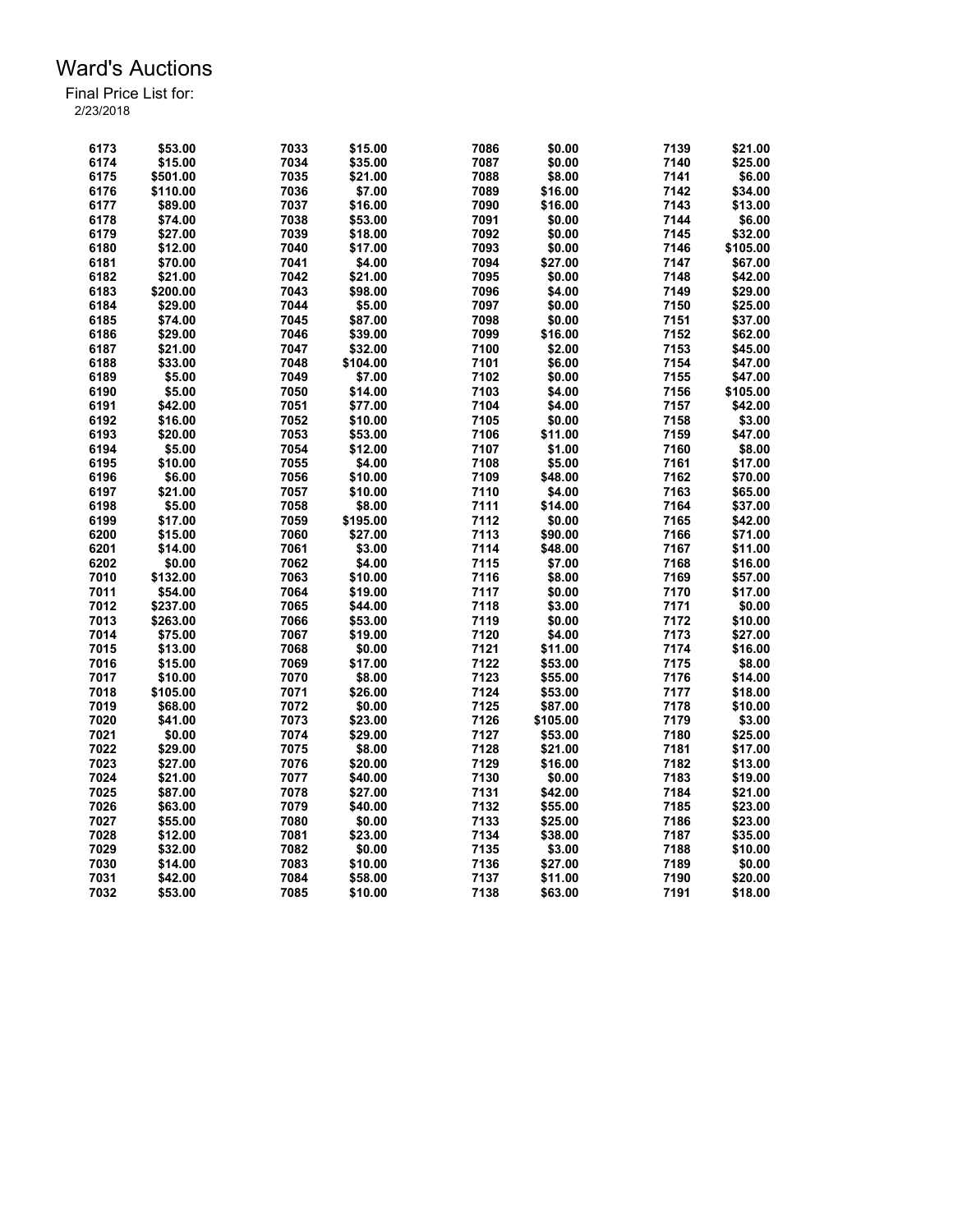# Ward's Auctions

Final Price List for:
2/23/2018

| | | | | | | | |
|---|---|---|---|---|---|---|---|
| 6173 | $53.00 | 7033 | $15.00 | 7086 | $0.00 | 7139 | $21.00 |
| 6174 | $15.00 | 7034 | $35.00 | 7087 | $0.00 | 7140 | $25.00 |
| 6175 | $501.00 | 7035 | $21.00 | 7088 | $8.00 | 7141 | $6.00 |
| 6176 | $110.00 | 7036 | $7.00 | 7089 | $16.00 | 7142 | $34.00 |
| 6177 | $89.00 | 7037 | $16.00 | 7090 | $16.00 | 7143 | $13.00 |
| 6178 | $74.00 | 7038 | $53.00 | 7091 | $0.00 | 7144 | $6.00 |
| 6179 | $27.00 | 7039 | $18.00 | 7092 | $0.00 | 7145 | $32.00 |
| 6180 | $12.00 | 7040 | $17.00 | 7093 | $0.00 | 7146 | $105.00 |
| 6181 | $70.00 | 7041 | $4.00 | 7094 | $27.00 | 7147 | $67.00 |
| 6182 | $21.00 | 7042 | $21.00 | 7095 | $0.00 | 7148 | $42.00 |
| 6183 | $200.00 | 7043 | $98.00 | 7096 | $4.00 | 7149 | $29.00 |
| 6184 | $29.00 | 7044 | $5.00 | 7097 | $0.00 | 7150 | $25.00 |
| 6185 | $74.00 | 7045 | $87.00 | 7098 | $0.00 | 7151 | $37.00 |
| 6186 | $29.00 | 7046 | $39.00 | 7099 | $16.00 | 7152 | $62.00 |
| 6187 | $21.00 | 7047 | $32.00 | 7100 | $2.00 | 7153 | $45.00 |
| 6188 | $33.00 | 7048 | $104.00 | 7101 | $6.00 | 7154 | $47.00 |
| 6189 | $5.00 | 7049 | $7.00 | 7102 | $0.00 | 7155 | $47.00 |
| 6190 | $5.00 | 7050 | $14.00 | 7103 | $4.00 | 7156 | $105.00 |
| 6191 | $42.00 | 7051 | $77.00 | 7104 | $4.00 | 7157 | $42.00 |
| 6192 | $16.00 | 7052 | $10.00 | 7105 | $0.00 | 7158 | $3.00 |
| 6193 | $20.00 | 7053 | $53.00 | 7106 | $11.00 | 7159 | $47.00 |
| 6194 | $5.00 | 7054 | $12.00 | 7107 | $1.00 | 7160 | $8.00 |
| 6195 | $10.00 | 7055 | $4.00 | 7108 | $5.00 | 7161 | $17.00 |
| 6196 | $6.00 | 7056 | $10.00 | 7109 | $48.00 | 7162 | $70.00 |
| 6197 | $21.00 | 7057 | $10.00 | 7110 | $4.00 | 7163 | $65.00 |
| 6198 | $5.00 | 7058 | $8.00 | 7111 | $14.00 | 7164 | $37.00 |
| 6199 | $17.00 | 7059 | $195.00 | 7112 | $0.00 | 7165 | $42.00 |
| 6200 | $15.00 | 7060 | $27.00 | 7113 | $90.00 | 7166 | $71.00 |
| 6201 | $14.00 | 7061 | $3.00 | 7114 | $48.00 | 7167 | $11.00 |
| 6202 | $0.00 | 7062 | $4.00 | 7115 | $7.00 | 7168 | $16.00 |
| 7010 | $132.00 | 7063 | $10.00 | 7116 | $8.00 | 7169 | $57.00 |
| 7011 | $54.00 | 7064 | $19.00 | 7117 | $0.00 | 7170 | $17.00 |
| 7012 | $237.00 | 7065 | $44.00 | 7118 | $3.00 | 7171 | $0.00 |
| 7013 | $263.00 | 7066 | $53.00 | 7119 | $0.00 | 7172 | $10.00 |
| 7014 | $75.00 | 7067 | $19.00 | 7120 | $4.00 | 7173 | $27.00 |
| 7015 | $13.00 | 7068 | $0.00 | 7121 | $11.00 | 7174 | $16.00 |
| 7016 | $15.00 | 7069 | $17.00 | 7122 | $53.00 | 7175 | $8.00 |
| 7017 | $10.00 | 7070 | $8.00 | 7123 | $55.00 | 7176 | $14.00 |
| 7018 | $105.00 | 7071 | $26.00 | 7124 | $53.00 | 7177 | $18.00 |
| 7019 | $68.00 | 7072 | $0.00 | 7125 | $87.00 | 7178 | $10.00 |
| 7020 | $41.00 | 7073 | $23.00 | 7126 | $105.00 | 7179 | $3.00 |
| 7021 | $0.00 | 7074 | $29.00 | 7127 | $53.00 | 7180 | $25.00 |
| 7022 | $29.00 | 7075 | $8.00 | 7128 | $21.00 | 7181 | $17.00 |
| 7023 | $27.00 | 7076 | $20.00 | 7129 | $16.00 | 7182 | $13.00 |
| 7024 | $21.00 | 7077 | $40.00 | 7130 | $0.00 | 7183 | $19.00 |
| 7025 | $87.00 | 7078 | $27.00 | 7131 | $42.00 | 7184 | $21.00 |
| 7026 | $63.00 | 7079 | $40.00 | 7132 | $55.00 | 7185 | $23.00 |
| 7027 | $55.00 | 7080 | $0.00 | 7133 | $25.00 | 7186 | $23.00 |
| 7028 | $12.00 | 7081 | $23.00 | 7134 | $38.00 | 7187 | $35.00 |
| 7029 | $32.00 | 7082 | $0.00 | 7135 | $3.00 | 7188 | $10.00 |
| 7030 | $14.00 | 7083 | $10.00 | 7136 | $27.00 | 7189 | $0.00 |
| 7031 | $42.00 | 7084 | $58.00 | 7137 | $11.00 | 7190 | $20.00 |
| 7032 | $53.00 | 7085 | $10.00 | 7138 | $63.00 | 7191 | $18.00 |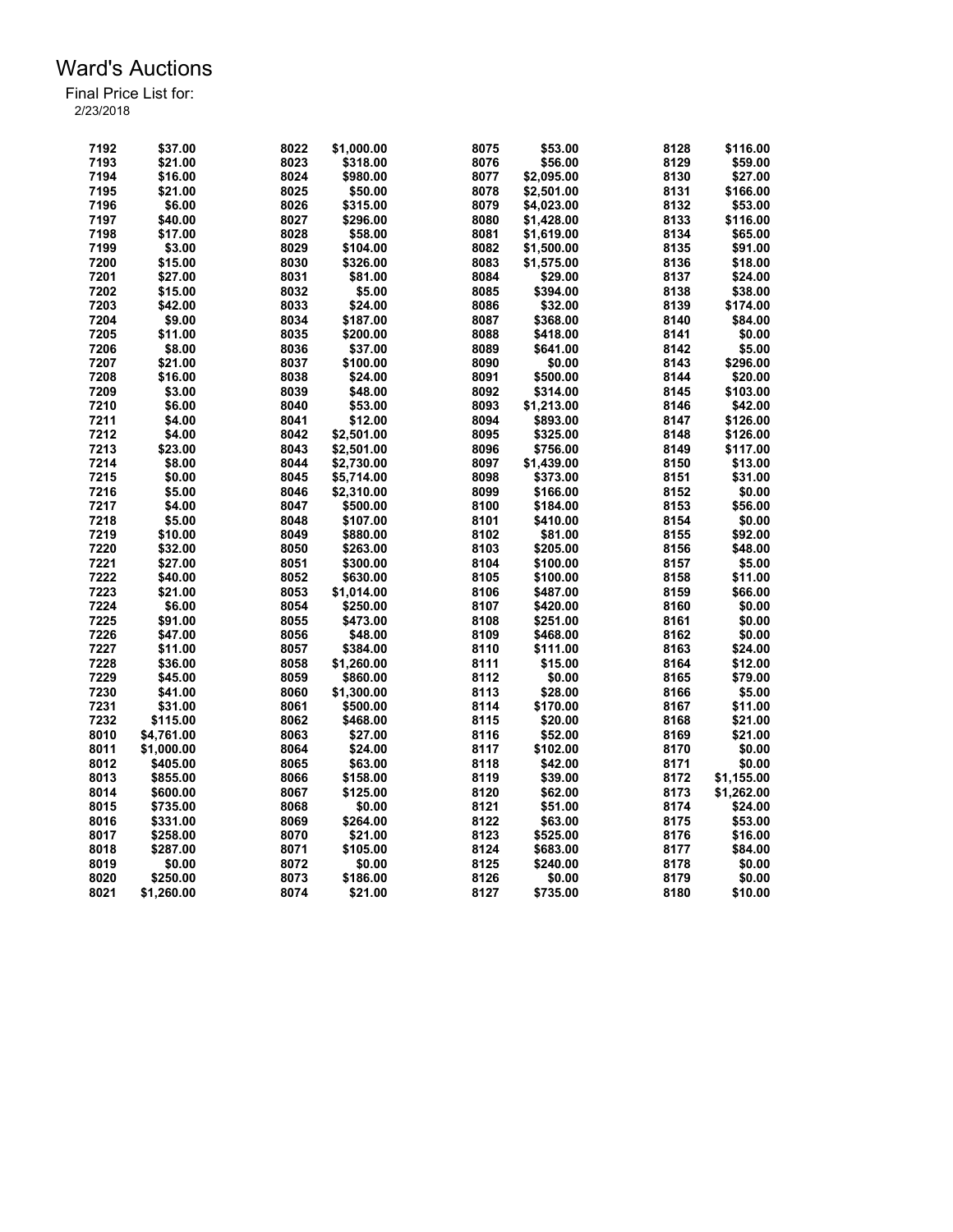# Ward's Auctions

Final Price List for:
2/23/2018

| | | | | | | | |
|---|---|---|---|---|---|---|---|
| 7192 | $37.00 | 8022 | $1,000.00 | 8075 | $53.00 | 8128 | $116.00 |
| 7193 | $21.00 | 8023 | $318.00 | 8076 | $56.00 | 8129 | $59.00 |
| 7194 | $16.00 | 8024 | $980.00 | 8077 | $2,095.00 | 8130 | $27.00 |
| 7195 | $21.00 | 8025 | $50.00 | 8078 | $2,501.00 | 8131 | $166.00 |
| 7196 | $6.00 | 8026 | $315.00 | 8079 | $4,023.00 | 8132 | $53.00 |
| 7197 | $40.00 | 8027 | $296.00 | 8080 | $1,428.00 | 8133 | $116.00 |
| 7198 | $17.00 | 8028 | $58.00 | 8081 | $1,619.00 | 8134 | $65.00 |
| 7199 | $3.00 | 8029 | $104.00 | 8082 | $1,500.00 | 8135 | $91.00 |
| 7200 | $15.00 | 8030 | $326.00 | 8083 | $1,575.00 | 8136 | $18.00 |
| 7201 | $27.00 | 8031 | $81.00 | 8084 | $29.00 | 8137 | $24.00 |
| 7202 | $15.00 | 8032 | $5.00 | 8085 | $394.00 | 8138 | $38.00 |
| 7203 | $42.00 | 8033 | $24.00 | 8086 | $32.00 | 8139 | $174.00 |
| 7204 | $9.00 | 8034 | $187.00 | 8087 | $368.00 | 8140 | $84.00 |
| 7205 | $11.00 | 8035 | $200.00 | 8088 | $418.00 | 8141 | $0.00 |
| 7206 | $8.00 | 8036 | $37.00 | 8089 | $641.00 | 8142 | $5.00 |
| 7207 | $21.00 | 8037 | $100.00 | 8090 | $0.00 | 8143 | $296.00 |
| 7208 | $16.00 | 8038 | $24.00 | 8091 | $500.00 | 8144 | $20.00 |
| 7209 | $3.00 | 8039 | $48.00 | 8092 | $314.00 | 8145 | $103.00 |
| 7210 | $6.00 | 8040 | $53.00 | 8093 | $1,213.00 | 8146 | $42.00 |
| 7211 | $4.00 | 8041 | $12.00 | 8094 | $893.00 | 8147 | $126.00 |
| 7212 | $4.00 | 8042 | $2,501.00 | 8095 | $325.00 | 8148 | $126.00 |
| 7213 | $23.00 | 8043 | $2,501.00 | 8096 | $756.00 | 8149 | $117.00 |
| 7214 | $8.00 | 8044 | $2,730.00 | 8097 | $1,439.00 | 8150 | $13.00 |
| 7215 | $0.00 | 8045 | $5,714.00 | 8098 | $373.00 | 8151 | $31.00 |
| 7216 | $5.00 | 8046 | $2,310.00 | 8099 | $166.00 | 8152 | $0.00 |
| 7217 | $4.00 | 8047 | $500.00 | 8100 | $184.00 | 8153 | $56.00 |
| 7218 | $5.00 | 8048 | $107.00 | 8101 | $410.00 | 8154 | $0.00 |
| 7219 | $10.00 | 8049 | $880.00 | 8102 | $81.00 | 8155 | $92.00 |
| 7220 | $32.00 | 8050 | $263.00 | 8103 | $205.00 | 8156 | $48.00 |
| 7221 | $27.00 | 8051 | $300.00 | 8104 | $100.00 | 8157 | $5.00 |
| 7222 | $40.00 | 8052 | $630.00 | 8105 | $100.00 | 8158 | $11.00 |
| 7223 | $21.00 | 8053 | $1,014.00 | 8106 | $487.00 | 8159 | $66.00 |
| 7224 | $6.00 | 8054 | $250.00 | 8107 | $420.00 | 8160 | $0.00 |
| 7225 | $91.00 | 8055 | $473.00 | 8108 | $251.00 | 8161 | $0.00 |
| 7226 | $47.00 | 8056 | $48.00 | 8109 | $468.00 | 8162 | $0.00 |
| 7227 | $11.00 | 8057 | $384.00 | 8110 | $111.00 | 8163 | $24.00 |
| 7228 | $36.00 | 8058 | $1,260.00 | 8111 | $15.00 | 8164 | $12.00 |
| 7229 | $45.00 | 8059 | $860.00 | 8112 | $0.00 | 8165 | $79.00 |
| 7230 | $41.00 | 8060 | $1,300.00 | 8113 | $28.00 | 8166 | $5.00 |
| 7231 | $31.00 | 8061 | $500.00 | 8114 | $170.00 | 8167 | $11.00 |
| 7232 | $115.00 | 8062 | $468.00 | 8115 | $20.00 | 8168 | $21.00 |
| 8010 | $4,761.00 | 8063 | $27.00 | 8116 | $52.00 | 8169 | $21.00 |
| 8011 | $1,000.00 | 8064 | $24.00 | 8117 | $102.00 | 8170 | $0.00 |
| 8012 | $405.00 | 8065 | $63.00 | 8118 | $42.00 | 8171 | $0.00 |
| 8013 | $855.00 | 8066 | $158.00 | 8119 | $39.00 | 8172 | $1,155.00 |
| 8014 | $600.00 | 8067 | $125.00 | 8120 | $62.00 | 8173 | $1,262.00 |
| 8015 | $735.00 | 8068 | $0.00 | 8121 | $51.00 | 8174 | $24.00 |
| 8016 | $331.00 | 8069 | $264.00 | 8122 | $63.00 | 8175 | $53.00 |
| 8017 | $258.00 | 8070 | $21.00 | 8123 | $525.00 | 8176 | $16.00 |
| 8018 | $287.00 | 8071 | $105.00 | 8124 | $683.00 | 8177 | $84.00 |
| 8019 | $0.00 | 8072 | $0.00 | 8125 | $240.00 | 8178 | $0.00 |
| 8020 | $250.00 | 8073 | $186.00 | 8126 | $0.00 | 8179 | $0.00 |
| 8021 | $1,260.00 | 8074 | $21.00 | 8127 | $735.00 | 8180 | $10.00 |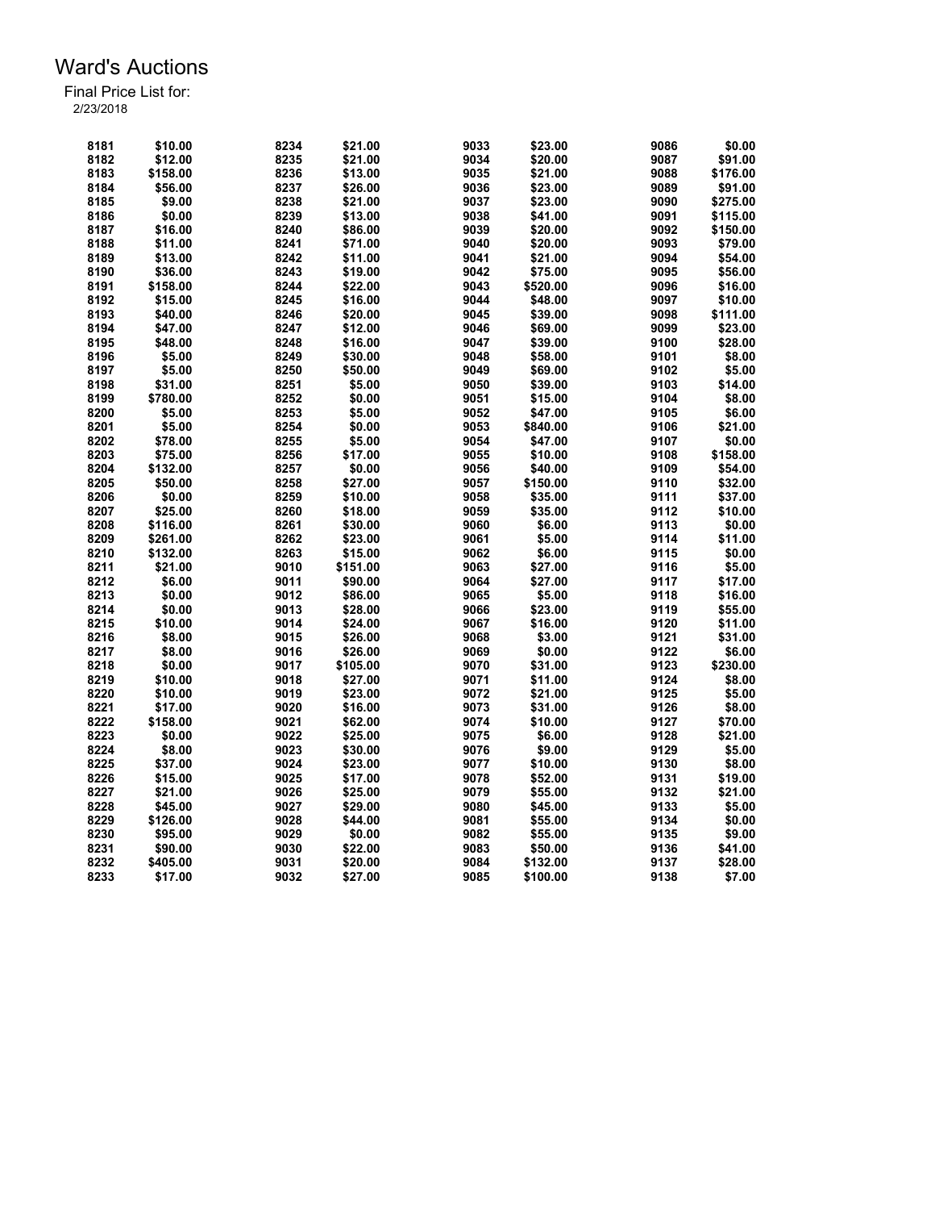# Ward's Auctions

Final Price List for:
2/23/2018

| | | | | | | | |
|---|---|---|---|---|---|---|---|
| 8181 | $10.00 | 8234 | $21.00 | 9033 | $23.00 | 9086 | $0.00 |
| 8182 | $12.00 | 8235 | $21.00 | 9034 | $20.00 | 9087 | $91.00 |
| 8183 | $158.00 | 8236 | $13.00 | 9035 | $21.00 | 9088 | $176.00 |
| 8184 | $56.00 | 8237 | $26.00 | 9036 | $23.00 | 9089 | $91.00 |
| 8185 | $9.00 | 8238 | $21.00 | 9037 | $23.00 | 9090 | $275.00 |
| 8186 | $0.00 | 8239 | $13.00 | 9038 | $41.00 | 9091 | $115.00 |
| 8187 | $16.00 | 8240 | $86.00 | 9039 | $20.00 | 9092 | $150.00 |
| 8188 | $11.00 | 8241 | $71.00 | 9040 | $20.00 | 9093 | $79.00 |
| 8189 | $13.00 | 8242 | $11.00 | 9041 | $21.00 | 9094 | $54.00 |
| 8190 | $36.00 | 8243 | $19.00 | 9042 | $75.00 | 9095 | $56.00 |
| 8191 | $158.00 | 8244 | $22.00 | 9043 | $520.00 | 9096 | $16.00 |
| 8192 | $15.00 | 8245 | $16.00 | 9044 | $48.00 | 9097 | $10.00 |
| 8193 | $40.00 | 8246 | $20.00 | 9045 | $39.00 | 9098 | $111.00 |
| 8194 | $47.00 | 8247 | $12.00 | 9046 | $69.00 | 9099 | $23.00 |
| 8195 | $48.00 | 8248 | $16.00 | 9047 | $39.00 | 9100 | $28.00 |
| 8196 | $5.00 | 8249 | $30.00 | 9048 | $58.00 | 9101 | $8.00 |
| 8197 | $5.00 | 8250 | $50.00 | 9049 | $69.00 | 9102 | $5.00 |
| 8198 | $31.00 | 8251 | $5.00 | 9050 | $39.00 | 9103 | $14.00 |
| 8199 | $780.00 | 8252 | $0.00 | 9051 | $15.00 | 9104 | $8.00 |
| 8200 | $5.00 | 8253 | $5.00 | 9052 | $47.00 | 9105 | $6.00 |
| 8201 | $5.00 | 8254 | $0.00 | 9053 | $840.00 | 9106 | $21.00 |
| 8202 | $78.00 | 8255 | $5.00 | 9054 | $47.00 | 9107 | $0.00 |
| 8203 | $75.00 | 8256 | $17.00 | 9055 | $10.00 | 9108 | $158.00 |
| 8204 | $132.00 | 8257 | $0.00 | 9056 | $40.00 | 9109 | $54.00 |
| 8205 | $50.00 | 8258 | $27.00 | 9057 | $150.00 | 9110 | $32.00 |
| 8206 | $0.00 | 8259 | $10.00 | 9058 | $35.00 | 9111 | $37.00 |
| 8207 | $25.00 | 8260 | $18.00 | 9059 | $35.00 | 9112 | $10.00 |
| 8208 | $116.00 | 8261 | $30.00 | 9060 | $6.00 | 9113 | $0.00 |
| 8209 | $261.00 | 8262 | $23.00 | 9061 | $5.00 | 9114 | $11.00 |
| 8210 | $132.00 | 8263 | $15.00 | 9062 | $6.00 | 9115 | $0.00 |
| 8211 | $21.00 | 9010 | $151.00 | 9063 | $27.00 | 9116 | $5.00 |
| 8212 | $6.00 | 9011 | $90.00 | 9064 | $27.00 | 9117 | $17.00 |
| 8213 | $0.00 | 9012 | $86.00 | 9065 | $5.00 | 9118 | $16.00 |
| 8214 | $0.00 | 9013 | $28.00 | 9066 | $23.00 | 9119 | $55.00 |
| 8215 | $10.00 | 9014 | $24.00 | 9067 | $16.00 | 9120 | $11.00 |
| 8216 | $8.00 | 9015 | $26.00 | 9068 | $3.00 | 9121 | $31.00 |
| 8217 | $8.00 | 9016 | $26.00 | 9069 | $0.00 | 9122 | $6.00 |
| 8218 | $0.00 | 9017 | $105.00 | 9070 | $31.00 | 9123 | $230.00 |
| 8219 | $10.00 | 9018 | $27.00 | 9071 | $11.00 | 9124 | $8.00 |
| 8220 | $10.00 | 9019 | $23.00 | 9072 | $21.00 | 9125 | $5.00 |
| 8221 | $17.00 | 9020 | $16.00 | 9073 | $31.00 | 9126 | $8.00 |
| 8222 | $158.00 | 9021 | $62.00 | 9074 | $10.00 | 9127 | $70.00 |
| 8223 | $0.00 | 9022 | $25.00 | 9075 | $6.00 | 9128 | $21.00 |
| 8224 | $8.00 | 9023 | $30.00 | 9076 | $9.00 | 9129 | $5.00 |
| 8225 | $37.00 | 9024 | $23.00 | 9077 | $10.00 | 9130 | $8.00 |
| 8226 | $15.00 | 9025 | $17.00 | 9078 | $52.00 | 9131 | $19.00 |
| 8227 | $21.00 | 9026 | $25.00 | 9079 | $55.00 | 9132 | $21.00 |
| 8228 | $45.00 | 9027 | $29.00 | 9080 | $45.00 | 9133 | $5.00 |
| 8229 | $126.00 | 9028 | $44.00 | 9081 | $55.00 | 9134 | $0.00 |
| 8230 | $95.00 | 9029 | $0.00 | 9082 | $55.00 | 9135 | $9.00 |
| 8231 | $90.00 | 9030 | $22.00 | 9083 | $50.00 | 9136 | $41.00 |
| 8232 | $405.00 | 9031 | $20.00 | 9084 | $132.00 | 9137 | $28.00 |
| 8233 | $17.00 | 9032 | $27.00 | 9085 | $100.00 | 9138 | $7.00 |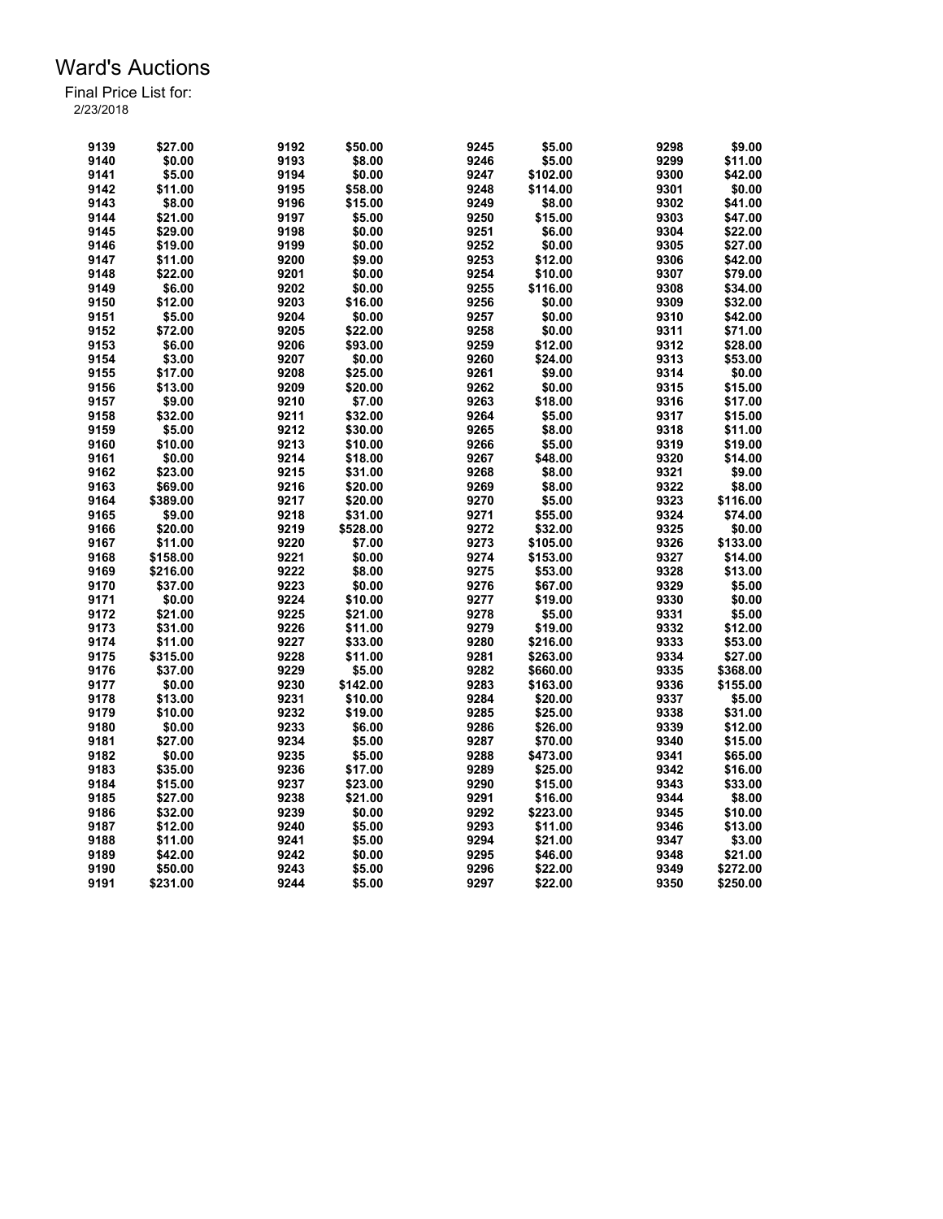# Ward's Auctions

Final Price List for:

2/23/2018

| | | | | | | | |
|---|---|---|---|---|---|---|---|
| 9139 | $27.00 | 9192 | $50.00 | 9245 | $5.00 | 9298 | $9.00 |
| 9140 | $0.00 | 9193 | $8.00 | 9246 | $5.00 | 9299 | $11.00 |
| 9141 | $5.00 | 9194 | $0.00 | 9247 | $102.00 | 9300 | $42.00 |
| 9142 | $11.00 | 9195 | $58.00 | 9248 | $114.00 | 9301 | $0.00 |
| 9143 | $8.00 | 9196 | $15.00 | 9249 | $8.00 | 9302 | $41.00 |
| 9144 | $21.00 | 9197 | $5.00 | 9250 | $15.00 | 9303 | $47.00 |
| 9145 | $29.00 | 9198 | $0.00 | 9251 | $6.00 | 9304 | $22.00 |
| 9146 | $19.00 | 9199 | $0.00 | 9252 | $0.00 | 9305 | $27.00 |
| 9147 | $11.00 | 9200 | $9.00 | 9253 | $12.00 | 9306 | $42.00 |
| 9148 | $22.00 | 9201 | $0.00 | 9254 | $10.00 | 9307 | $79.00 |
| 9149 | $6.00 | 9202 | $0.00 | 9255 | $116.00 | 9308 | $34.00 |
| 9150 | $12.00 | 9203 | $16.00 | 9256 | $0.00 | 9309 | $32.00 |
| 9151 | $5.00 | 9204 | $0.00 | 9257 | $0.00 | 9310 | $42.00 |
| 9152 | $72.00 | 9205 | $22.00 | 9258 | $0.00 | 9311 | $71.00 |
| 9153 | $6.00 | 9206 | $93.00 | 9259 | $12.00 | 9312 | $28.00 |
| 9154 | $3.00 | 9207 | $0.00 | 9260 | $24.00 | 9313 | $53.00 |
| 9155 | $17.00 | 9208 | $25.00 | 9261 | $9.00 | 9314 | $0.00 |
| 9156 | $13.00 | 9209 | $20.00 | 9262 | $0.00 | 9315 | $15.00 |
| 9157 | $9.00 | 9210 | $7.00 | 9263 | $18.00 | 9316 | $17.00 |
| 9158 | $32.00 | 9211 | $32.00 | 9264 | $5.00 | 9317 | $15.00 |
| 9159 | $5.00 | 9212 | $30.00 | 9265 | $8.00 | 9318 | $11.00 |
| 9160 | $10.00 | 9213 | $10.00 | 9266 | $5.00 | 9319 | $19.00 |
| 9161 | $0.00 | 9214 | $18.00 | 9267 | $48.00 | 9320 | $14.00 |
| 9162 | $23.00 | 9215 | $31.00 | 9268 | $8.00 | 9321 | $9.00 |
| 9163 | $69.00 | 9216 | $20.00 | 9269 | $8.00 | 9322 | $8.00 |
| 9164 | $389.00 | 9217 | $20.00 | 9270 | $5.00 | 9323 | $116.00 |
| 9165 | $9.00 | 9218 | $31.00 | 9271 | $55.00 | 9324 | $74.00 |
| 9166 | $20.00 | 9219 | $528.00 | 9272 | $32.00 | 9325 | $0.00 |
| 9167 | $11.00 | 9220 | $7.00 | 9273 | $105.00 | 9326 | $133.00 |
| 9168 | $158.00 | 9221 | $0.00 | 9274 | $153.00 | 9327 | $14.00 |
| 9169 | $216.00 | 9222 | $8.00 | 9275 | $53.00 | 9328 | $13.00 |
| 9170 | $37.00 | 9223 | $0.00 | 9276 | $67.00 | 9329 | $5.00 |
| 9171 | $0.00 | 9224 | $10.00 | 9277 | $19.00 | 9330 | $0.00 |
| 9172 | $21.00 | 9225 | $21.00 | 9278 | $5.00 | 9331 | $5.00 |
| 9173 | $31.00 | 9226 | $11.00 | 9279 | $19.00 | 9332 | $12.00 |
| 9174 | $11.00 | 9227 | $33.00 | 9280 | $216.00 | 9333 | $53.00 |
| 9175 | $315.00 | 9228 | $11.00 | 9281 | $263.00 | 9334 | $27.00 |
| 9176 | $37.00 | 9229 | $5.00 | 9282 | $660.00 | 9335 | $368.00 |
| 9177 | $0.00 | 9230 | $142.00 | 9283 | $163.00 | 9336 | $155.00 |
| 9178 | $13.00 | 9231 | $10.00 | 9284 | $20.00 | 9337 | $5.00 |
| 9179 | $10.00 | 9232 | $19.00 | 9285 | $25.00 | 9338 | $31.00 |
| 9180 | $0.00 | 9233 | $6.00 | 9286 | $26.00 | 9339 | $12.00 |
| 9181 | $27.00 | 9234 | $5.00 | 9287 | $70.00 | 9340 | $15.00 |
| 9182 | $0.00 | 9235 | $5.00 | 9288 | $473.00 | 9341 | $65.00 |
| 9183 | $35.00 | 9236 | $17.00 | 9289 | $25.00 | 9342 | $16.00 |
| 9184 | $15.00 | 9237 | $23.00 | 9290 | $15.00 | 9343 | $33.00 |
| 9185 | $27.00 | 9238 | $21.00 | 9291 | $16.00 | 9344 | $8.00 |
| 9186 | $32.00 | 9239 | $0.00 | 9292 | $223.00 | 9345 | $10.00 |
| 9187 | $12.00 | 9240 | $5.00 | 9293 | $11.00 | 9346 | $13.00 |
| 9188 | $11.00 | 9241 | $5.00 | 9294 | $21.00 | 9347 | $3.00 |
| 9189 | $42.00 | 9242 | $0.00 | 9295 | $46.00 | 9348 | $21.00 |
| 9190 | $50.00 | 9243 | $5.00 | 9296 | $22.00 | 9349 | $272.00 |
| 9191 | $231.00 | 9244 | $5.00 | 9297 | $22.00 | 9350 | $250.00 |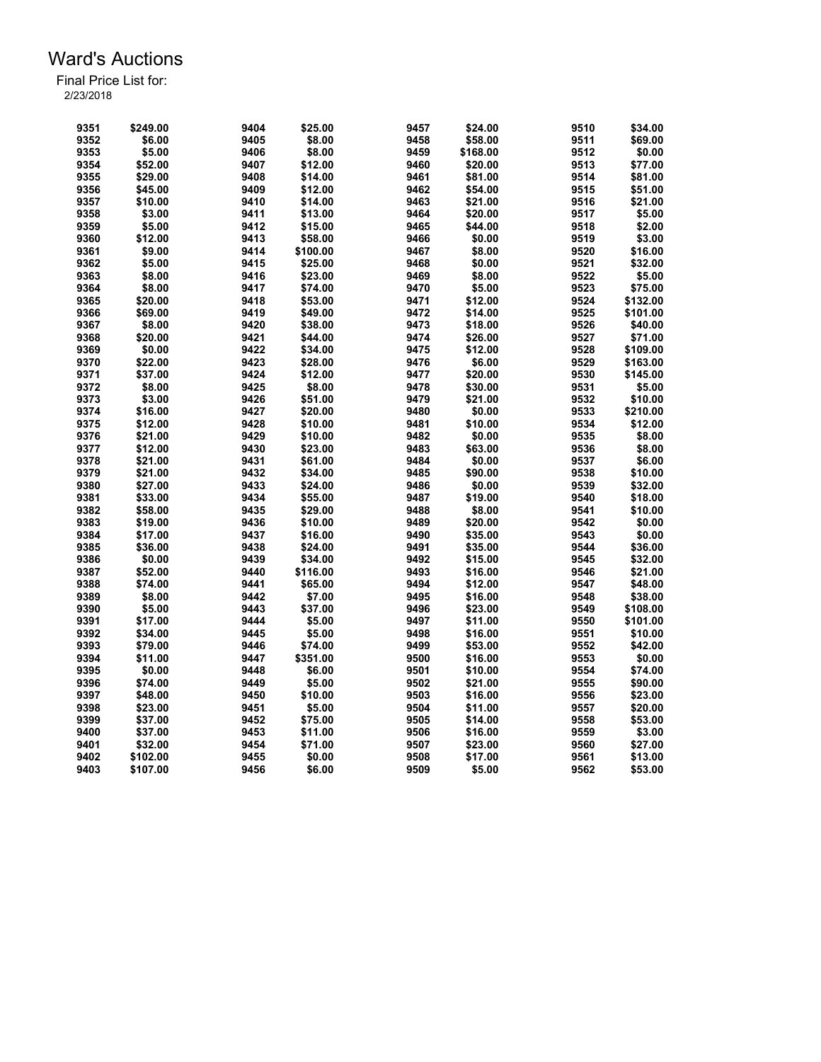# Ward's Auctions

Final Price List for:
2/23/2018

| Lot | Price | Lot | Price | Lot | Price | Lot | Price |
|---|---|---|---|---|---|---|---|
| 9351 | $249.00 | 9404 | $25.00 | 9457 | $24.00 | 9510 | $34.00 |
| 9352 | $6.00 | 9405 | $8.00 | 9458 | $58.00 | 9511 | $69.00 |
| 9353 | $5.00 | 9406 | $8.00 | 9459 | $168.00 | 9512 | $0.00 |
| 9354 | $52.00 | 9407 | $12.00 | 9460 | $20.00 | 9513 | $77.00 |
| 9355 | $29.00 | 9408 | $14.00 | 9461 | $81.00 | 9514 | $81.00 |
| 9356 | $45.00 | 9409 | $12.00 | 9462 | $54.00 | 9515 | $51.00 |
| 9357 | $10.00 | 9410 | $14.00 | 9463 | $21.00 | 9516 | $21.00 |
| 9358 | $3.00 | 9411 | $13.00 | 9464 | $20.00 | 9517 | $5.00 |
| 9359 | $5.00 | 9412 | $15.00 | 9465 | $44.00 | 9518 | $2.00 |
| 9360 | $12.00 | 9413 | $58.00 | 9466 | $0.00 | 9519 | $3.00 |
| 9361 | $9.00 | 9414 | $100.00 | 9467 | $8.00 | 9520 | $16.00 |
| 9362 | $5.00 | 9415 | $25.00 | 9468 | $0.00 | 9521 | $32.00 |
| 9363 | $8.00 | 9416 | $23.00 | 9469 | $8.00 | 9522 | $5.00 |
| 9364 | $8.00 | 9417 | $74.00 | 9470 | $5.00 | 9523 | $75.00 |
| 9365 | $20.00 | 9418 | $53.00 | 9471 | $12.00 | 9524 | $132.00 |
| 9366 | $69.00 | 9419 | $49.00 | 9472 | $14.00 | 9525 | $101.00 |
| 9367 | $8.00 | 9420 | $38.00 | 9473 | $18.00 | 9526 | $40.00 |
| 9368 | $20.00 | 9421 | $44.00 | 9474 | $26.00 | 9527 | $71.00 |
| 9369 | $0.00 | 9422 | $34.00 | 9475 | $12.00 | 9528 | $109.00 |
| 9370 | $22.00 | 9423 | $28.00 | 9476 | $6.00 | 9529 | $163.00 |
| 9371 | $37.00 | 9424 | $12.00 | 9477 | $20.00 | 9530 | $145.00 |
| 9372 | $8.00 | 9425 | $8.00 | 9478 | $30.00 | 9531 | $5.00 |
| 9373 | $3.00 | 9426 | $51.00 | 9479 | $21.00 | 9532 | $10.00 |
| 9374 | $16.00 | 9427 | $20.00 | 9480 | $0.00 | 9533 | $210.00 |
| 9375 | $12.00 | 9428 | $10.00 | 9481 | $10.00 | 9534 | $12.00 |
| 9376 | $21.00 | 9429 | $10.00 | 9482 | $0.00 | 9535 | $8.00 |
| 9377 | $12.00 | 9430 | $23.00 | 9483 | $63.00 | 9536 | $8.00 |
| 9378 | $21.00 | 9431 | $61.00 | 9484 | $0.00 | 9537 | $6.00 |
| 9379 | $21.00 | 9432 | $34.00 | 9485 | $90.00 | 9538 | $10.00 |
| 9380 | $27.00 | 9433 | $24.00 | 9486 | $0.00 | 9539 | $32.00 |
| 9381 | $33.00 | 9434 | $55.00 | 9487 | $19.00 | 9540 | $18.00 |
| 9382 | $58.00 | 9435 | $29.00 | 9488 | $8.00 | 9541 | $10.00 |
| 9383 | $19.00 | 9436 | $10.00 | 9489 | $20.00 | 9542 | $0.00 |
| 9384 | $17.00 | 9437 | $16.00 | 9490 | $35.00 | 9543 | $0.00 |
| 9385 | $36.00 | 9438 | $24.00 | 9491 | $35.00 | 9544 | $36.00 |
| 9386 | $0.00 | 9439 | $34.00 | 9492 | $15.00 | 9545 | $32.00 |
| 9387 | $52.00 | 9440 | $116.00 | 9493 | $16.00 | 9546 | $21.00 |
| 9388 | $74.00 | 9441 | $65.00 | 9494 | $12.00 | 9547 | $48.00 |
| 9389 | $8.00 | 9442 | $7.00 | 9495 | $16.00 | 9548 | $38.00 |
| 9390 | $5.00 | 9443 | $37.00 | 9496 | $23.00 | 9549 | $108.00 |
| 9391 | $17.00 | 9444 | $5.00 | 9497 | $11.00 | 9550 | $101.00 |
| 9392 | $34.00 | 9445 | $5.00 | 9498 | $16.00 | 9551 | $10.00 |
| 9393 | $79.00 | 9446 | $74.00 | 9499 | $53.00 | 9552 | $42.00 |
| 9394 | $11.00 | 9447 | $351.00 | 9500 | $16.00 | 9553 | $0.00 |
| 9395 | $0.00 | 9448 | $6.00 | 9501 | $10.00 | 9554 | $74.00 |
| 9396 | $74.00 | 9449 | $5.00 | 9502 | $21.00 | 9555 | $90.00 |
| 9397 | $48.00 | 9450 | $10.00 | 9503 | $16.00 | 9556 | $23.00 |
| 9398 | $23.00 | 9451 | $5.00 | 9504 | $11.00 | 9557 | $20.00 |
| 9399 | $37.00 | 9452 | $75.00 | 9505 | $14.00 | 9558 | $53.00 |
| 9400 | $37.00 | 9453 | $11.00 | 9506 | $16.00 | 9559 | $3.00 |
| 9401 | $32.00 | 9454 | $71.00 | 9507 | $23.00 | 9560 | $27.00 |
| 9402 | $102.00 | 9455 | $0.00 | 9508 | $17.00 | 9561 | $13.00 |
| 9403 | $107.00 | 9456 | $6.00 | 9509 | $5.00 | 9562 | $53.00 |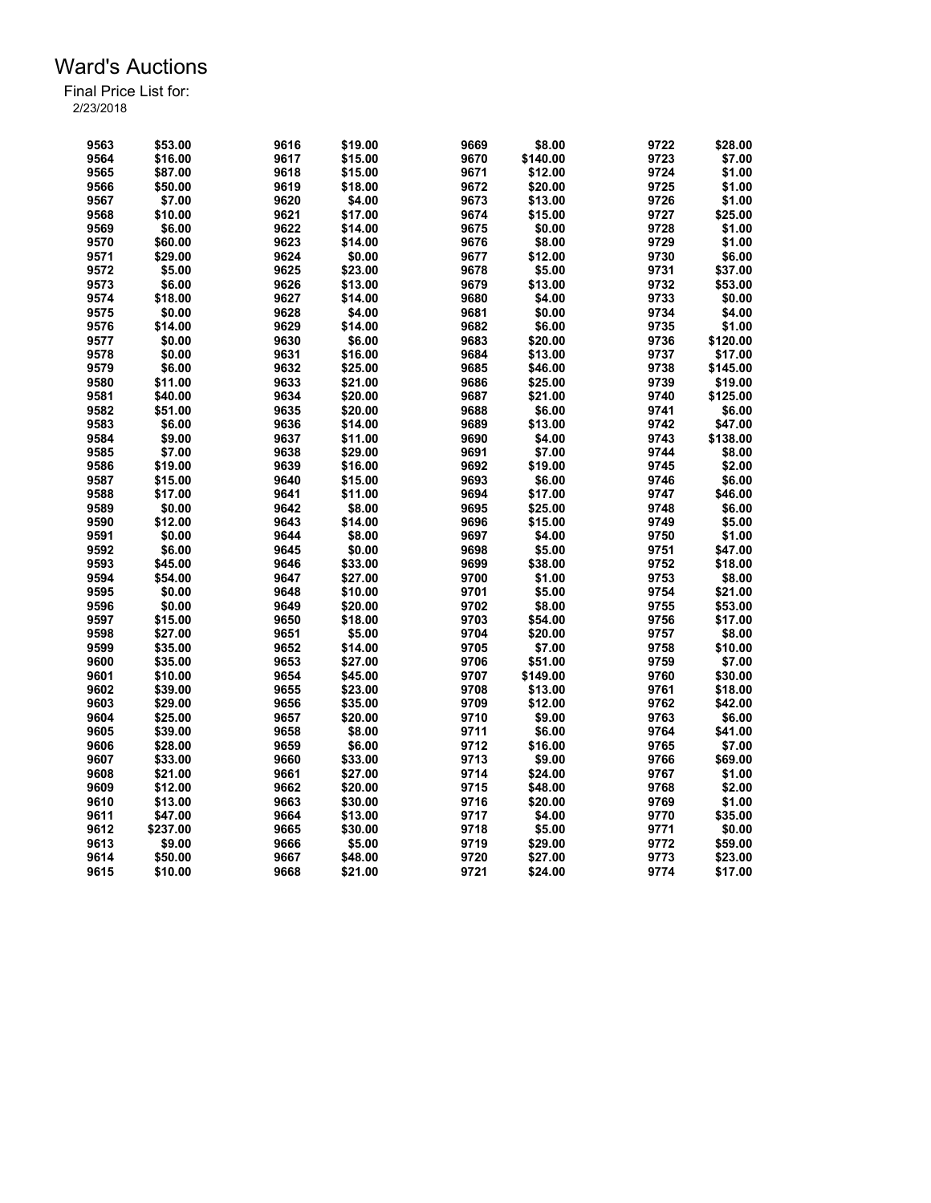# Ward's Auctions

Final Price List for:
2/23/2018

| | | | | | | | |
|---|---|---|---|---|---|---|---|
| 9563 | $53.00 | 9616 | $19.00 | 9669 | $8.00 | 9722 | $28.00 |
| 9564 | $16.00 | 9617 | $15.00 | 9670 | $140.00 | 9723 | $7.00 |
| 9565 | $87.00 | 9618 | $15.00 | 9671 | $12.00 | 9724 | $1.00 |
| 9566 | $50.00 | 9619 | $18.00 | 9672 | $20.00 | 9725 | $1.00 |
| 9567 | $7.00 | 9620 | $4.00 | 9673 | $13.00 | 9726 | $1.00 |
| 9568 | $10.00 | 9621 | $17.00 | 9674 | $15.00 | 9727 | $25.00 |
| 9569 | $6.00 | 9622 | $14.00 | 9675 | $0.00 | 9728 | $1.00 |
| 9570 | $60.00 | 9623 | $14.00 | 9676 | $8.00 | 9729 | $1.00 |
| 9571 | $29.00 | 9624 | $0.00 | 9677 | $12.00 | 9730 | $6.00 |
| 9572 | $5.00 | 9625 | $23.00 | 9678 | $5.00 | 9731 | $37.00 |
| 9573 | $6.00 | 9626 | $13.00 | 9679 | $13.00 | 9732 | $53.00 |
| 9574 | $18.00 | 9627 | $14.00 | 9680 | $4.00 | 9733 | $0.00 |
| 9575 | $0.00 | 9628 | $4.00 | 9681 | $0.00 | 9734 | $4.00 |
| 9576 | $14.00 | 9629 | $14.00 | 9682 | $6.00 | 9735 | $1.00 |
| 9577 | $0.00 | 9630 | $6.00 | 9683 | $20.00 | 9736 | $120.00 |
| 9578 | $0.00 | 9631 | $16.00 | 9684 | $13.00 | 9737 | $17.00 |
| 9579 | $6.00 | 9632 | $25.00 | 9685 | $46.00 | 9738 | $145.00 |
| 9580 | $11.00 | 9633 | $21.00 | 9686 | $25.00 | 9739 | $19.00 |
| 9581 | $40.00 | 9634 | $20.00 | 9687 | $21.00 | 9740 | $125.00 |
| 9582 | $51.00 | 9635 | $20.00 | 9688 | $6.00 | 9741 | $6.00 |
| 9583 | $6.00 | 9636 | $14.00 | 9689 | $13.00 | 9742 | $47.00 |
| 9584 | $9.00 | 9637 | $11.00 | 9690 | $4.00 | 9743 | $138.00 |
| 9585 | $7.00 | 9638 | $29.00 | 9691 | $7.00 | 9744 | $8.00 |
| 9586 | $19.00 | 9639 | $16.00 | 9692 | $19.00 | 9745 | $2.00 |
| 9587 | $15.00 | 9640 | $15.00 | 9693 | $6.00 | 9746 | $6.00 |
| 9588 | $17.00 | 9641 | $11.00 | 9694 | $17.00 | 9747 | $46.00 |
| 9589 | $0.00 | 9642 | $8.00 | 9695 | $25.00 | 9748 | $6.00 |
| 9590 | $12.00 | 9643 | $14.00 | 9696 | $15.00 | 9749 | $5.00 |
| 9591 | $0.00 | 9644 | $8.00 | 9697 | $4.00 | 9750 | $1.00 |
| 9592 | $6.00 | 9645 | $0.00 | 9698 | $5.00 | 9751 | $47.00 |
| 9593 | $45.00 | 9646 | $33.00 | 9699 | $38.00 | 9752 | $18.00 |
| 9594 | $54.00 | 9647 | $27.00 | 9700 | $1.00 | 9753 | $8.00 |
| 9595 | $0.00 | 9648 | $10.00 | 9701 | $5.00 | 9754 | $21.00 |
| 9596 | $0.00 | 9649 | $20.00 | 9702 | $8.00 | 9755 | $53.00 |
| 9597 | $15.00 | 9650 | $18.00 | 9703 | $54.00 | 9756 | $17.00 |
| 9598 | $27.00 | 9651 | $5.00 | 9704 | $20.00 | 9757 | $8.00 |
| 9599 | $35.00 | 9652 | $14.00 | 9705 | $7.00 | 9758 | $10.00 |
| 9600 | $35.00 | 9653 | $27.00 | 9706 | $51.00 | 9759 | $7.00 |
| 9601 | $10.00 | 9654 | $45.00 | 9707 | $149.00 | 9760 | $30.00 |
| 9602 | $39.00 | 9655 | $23.00 | 9708 | $13.00 | 9761 | $18.00 |
| 9603 | $29.00 | 9656 | $35.00 | 9709 | $12.00 | 9762 | $42.00 |
| 9604 | $25.00 | 9657 | $20.00 | 9710 | $9.00 | 9763 | $6.00 |
| 9605 | $39.00 | 9658 | $8.00 | 9711 | $6.00 | 9764 | $41.00 |
| 9606 | $28.00 | 9659 | $6.00 | 9712 | $16.00 | 9765 | $7.00 |
| 9607 | $33.00 | 9660 | $33.00 | 9713 | $9.00 | 9766 | $69.00 |
| 9608 | $21.00 | 9661 | $27.00 | 9714 | $24.00 | 9767 | $1.00 |
| 9609 | $12.00 | 9662 | $20.00 | 9715 | $48.00 | 9768 | $2.00 |
| 9610 | $13.00 | 9663 | $30.00 | 9716 | $20.00 | 9769 | $1.00 |
| 9611 | $47.00 | 9664 | $13.00 | 9717 | $4.00 | 9770 | $35.00 |
| 9612 | $237.00 | 9665 | $30.00 | 9718 | $5.00 | 9771 | $0.00 |
| 9613 | $9.00 | 9666 | $5.00 | 9719 | $29.00 | 9772 | $59.00 |
| 9614 | $50.00 | 9667 | $48.00 | 9720 | $27.00 | 9773 | $23.00 |
| 9615 | $10.00 | 9668 | $21.00 | 9721 | $24.00 | 9774 | $17.00 |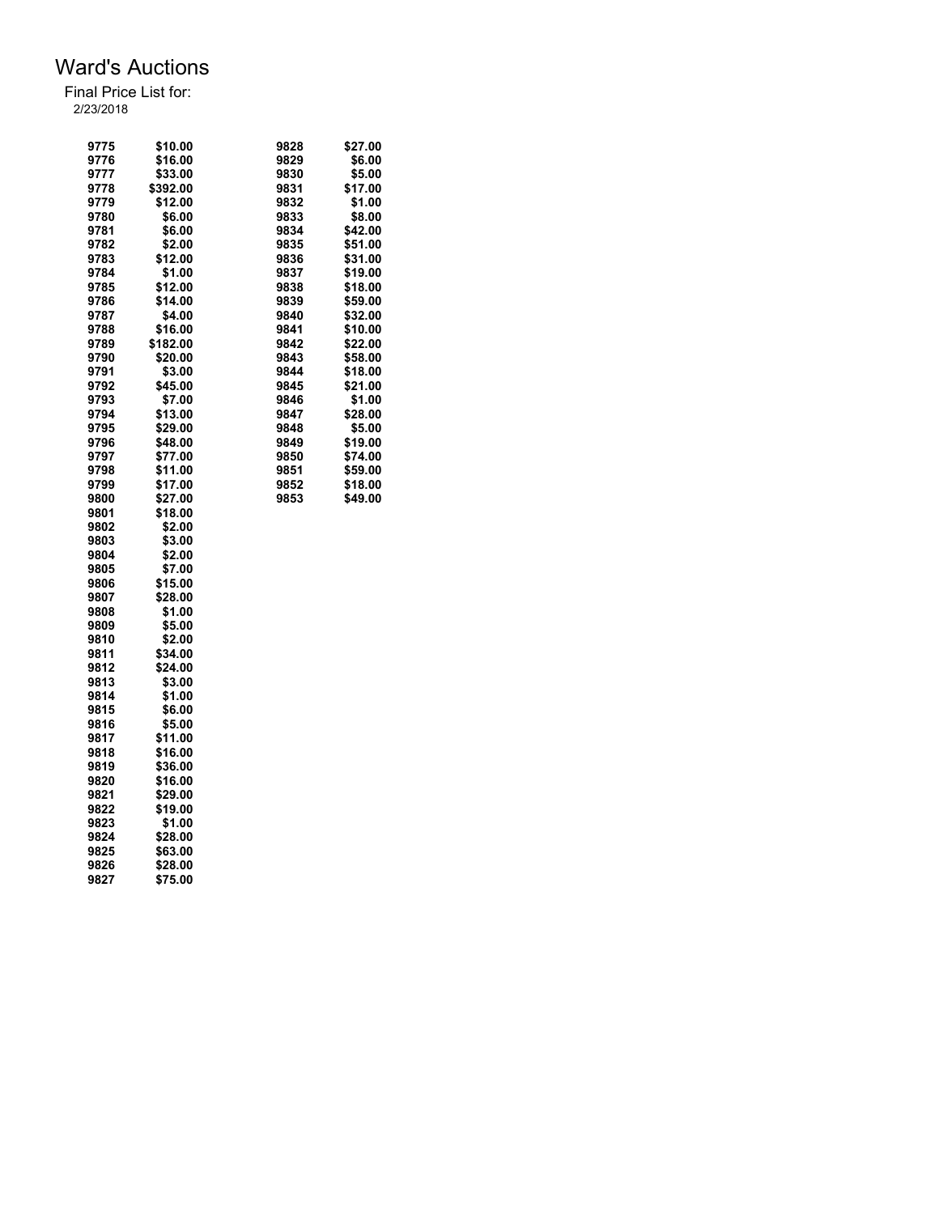# Ward's Auctions

Final Price List for:
2/23/2018

| | | | |
|---|---|---|---|
| 9775 | $10.00 | 9828 | $27.00 |
| 9776 | $16.00 | 9829 | $6.00 |
| 9777 | $33.00 | 9830 | $5.00 |
| 9778 | $392.00 | 9831 | $17.00 |
| 9779 | $12.00 | 9832 | $1.00 |
| 9780 | $6.00 | 9833 | $8.00 |
| 9781 | $6.00 | 9834 | $42.00 |
| 9782 | $2.00 | 9835 | $51.00 |
| 9783 | $12.00 | 9836 | $31.00 |
| 9784 | $1.00 | 9837 | $19.00 |
| 9785 | $12.00 | 9838 | $18.00 |
| 9786 | $14.00 | 9839 | $59.00 |
| 9787 | $4.00 | 9840 | $32.00 |
| 9788 | $16.00 | 9841 | $10.00 |
| 9789 | $182.00 | 9842 | $22.00 |
| 9790 | $20.00 | 9843 | $58.00 |
| 9791 | $3.00 | 9844 | $18.00 |
| 9792 | $45.00 | 9845 | $21.00 |
| 9793 | $7.00 | 9846 | $1.00 |
| 9794 | $13.00 | 9847 | $28.00 |
| 9795 | $29.00 | 9848 | $5.00 |
| 9796 | $48.00 | 9849 | $19.00 |
| 9797 | $77.00 | 9850 | $74.00 |
| 9798 | $11.00 | 9851 | $59.00 |
| 9799 | $17.00 | 9852 | $18.00 |
| 9800 | $27.00 | 9853 | $49.00 |
| 9801 | $18.00 | | |
| 9802 | $2.00 | | |
| 9803 | $3.00 | | |
| 9804 | $2.00 | | |
| 9805 | $7.00 | | |
| 9806 | $15.00 | | |
| 9807 | $28.00 | | |
| 9808 | $1.00 | | |
| 9809 | $5.00 | | |
| 9810 | $2.00 | | |
| 9811 | $34.00 | | |
| 9812 | $24.00 | | |
| 9813 | $3.00 | | |
| 9814 | $1.00 | | |
| 9815 | $6.00 | | |
| 9816 | $5.00 | | |
| 9817 | $11.00 | | |
| 9818 | $16.00 | | |
| 9819 | $36.00 | | |
| 9820 | $16.00 | | |
| 9821 | $29.00 | | |
| 9822 | $19.00 | | |
| 9823 | $1.00 | | |
| 9824 | $28.00 | | |
| 9825 | $63.00 | | |
| 9826 | $28.00 | | |
| 9827 | $75.00 | | |